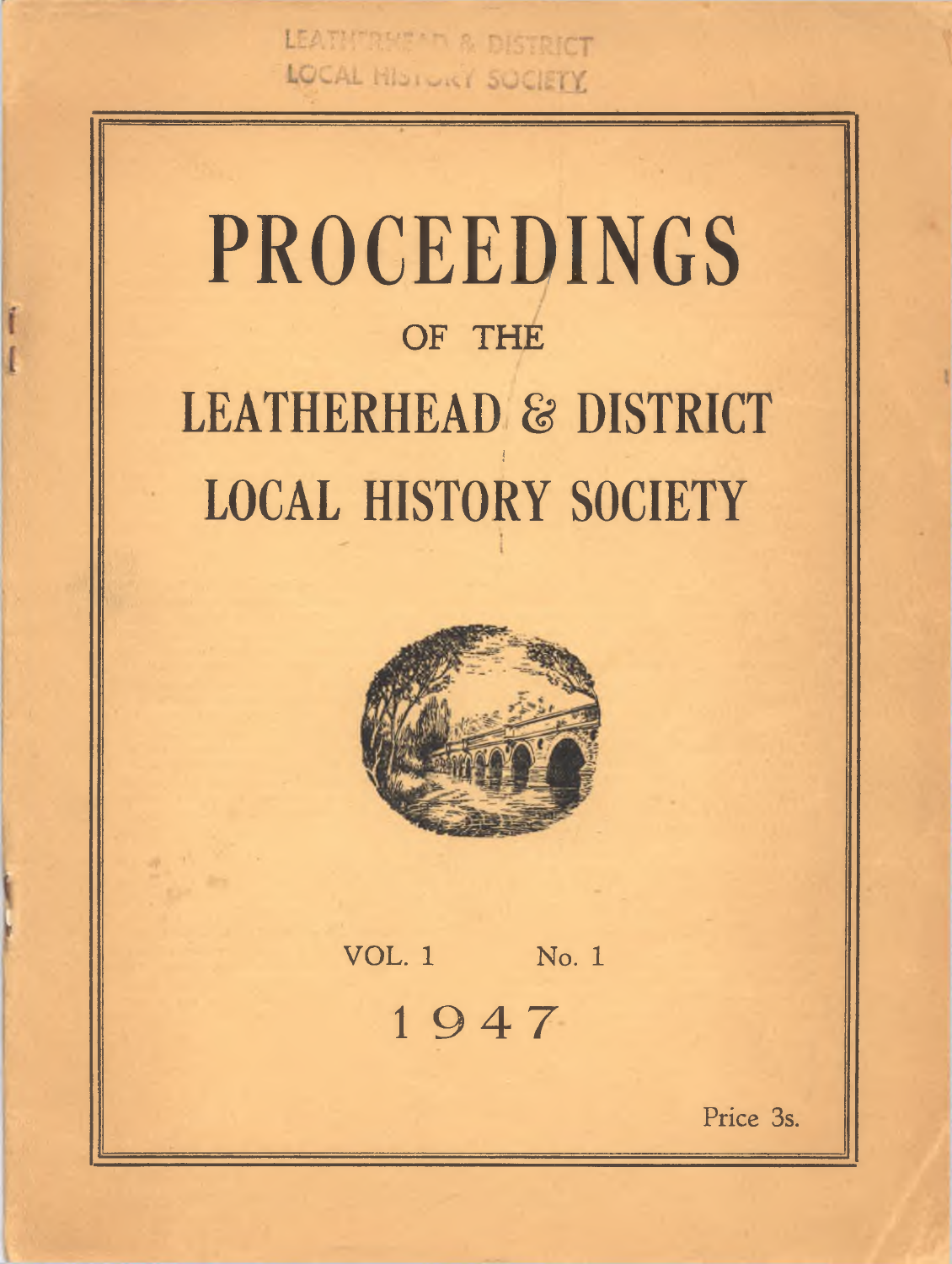LEATHERHEAD & DISTRICT LOCAL HISTORY SOCIETY

# PROCEEDINGS

## OF THE

# LEATHERHEAD & DISTRICT LOCAL HISTORY SOCIETY

VOL. 1 No. 1

1947

Price 3s.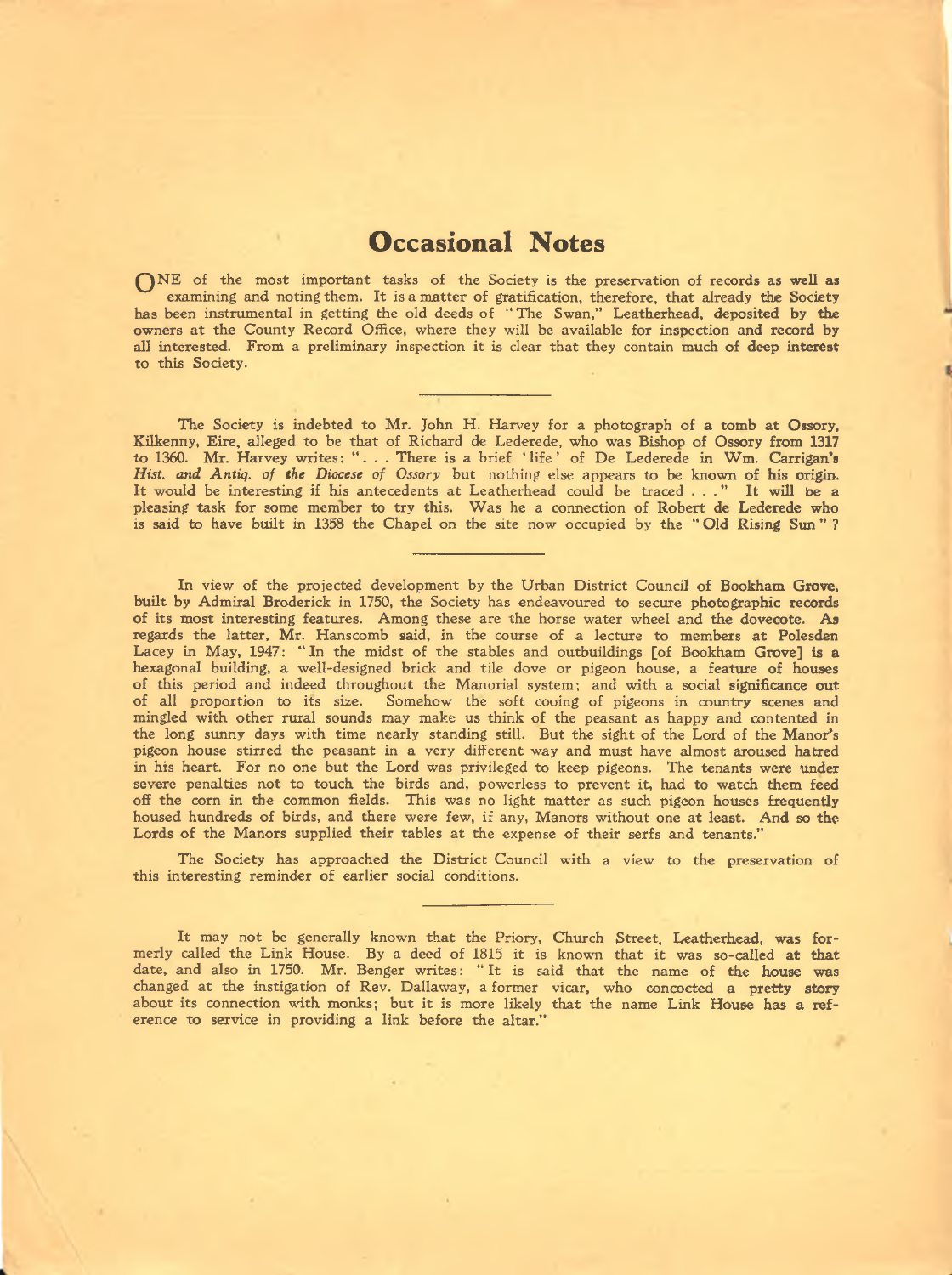# Occasional Notes

ONE of the most important tasks of the Society is the preservation of records as well as examining and noting them. It is a matter of gratification, therefore, that already the Society has been instrumental in getting the old deeds of "The Swan," Leatherhead, deposited by the owners at the County Record Office, where they will be available for inspection and record by all interested. From a preliminary inspection it is clear that they contain much of deep interest to this Society.

---

The Society is indebted to Mr. John H. Harvey for a photograph of a tomb at Ossory, Kilkenny, Eire, alleged to be that of Richard de Lederede, who was Bishop of Ossory from 1317 to 1360. Mr. Harvey writes: ". . . There is a brief 'life' of De Lederede in Wm. Carrigan's *Hist. and Antiq. of the Diocese of Ossory* but nothing else appears to be known of his origin. It would be interesting if his antecedents at Leatherhead could be traced . . ." It will be a pleasing task for some member to try this. Was he a connection of Robert de Lederede who is said to have built in 1358 the Chapel on the site now occupied by the "Old Rising Sun"?

---

In view of the projected development by the Urban District Council of Bookham Grove, built by Admiral Broderick in 1750, the Society has endeavoured to secure photographic records of its most interesting features. Among these are the horse water wheel and the dovecote. As regards the latter, Mr. Hanscomb said, in the course of a lecture to members at Polesden Lacey in May, 1947: "In the midst of the stables and outbuildings [of Bookham Grove] is a hexagonal building, a well-designed brick and tile dove or pigeon house, a feature of houses of this period and indeed throughout the Manorial system; and with a social significance out of all proportion to its size. Somehow the soft cooing of pigeons in country scenes and mingled with other rural sounds may make us think of the peasant as happy and contented in the long sunny days with time nearly standing still. But the sight of the Lord of the Manor's pigeon house stirred the peasant in a very different way and must have almost aroused hatred in his heart. For no one but the Lord was privileged to keep pigeons. The tenants were under severe penalties not to touch the birds and, powerless to prevent it, had to watch them feed off the corn in the common fields. This was no light matter as such pigeon houses frequently housed hundreds of birds, and there were few, if any, Manors without one at least. And so the Lords of the Manors supplied their tables at the expense of their serfs and tenants."

The Society has approached the District Council with a view to the preservation of this interesting reminder of earlier social conditions.

---

It may not be generally known that the Priory, Church Street, Leatherhead, was formerly called the Link House. By a deed of 1815 it is known that it was so-called at that date, and also in 1750. Mr. Benger writes: "It is said that the name of the house was changed at the instigation of Rev. Dallaway, a former vicar, who concocted a pretty story about its connection with monks; but it is more likely that the name Link House has a reference to service in providing a link before the altar."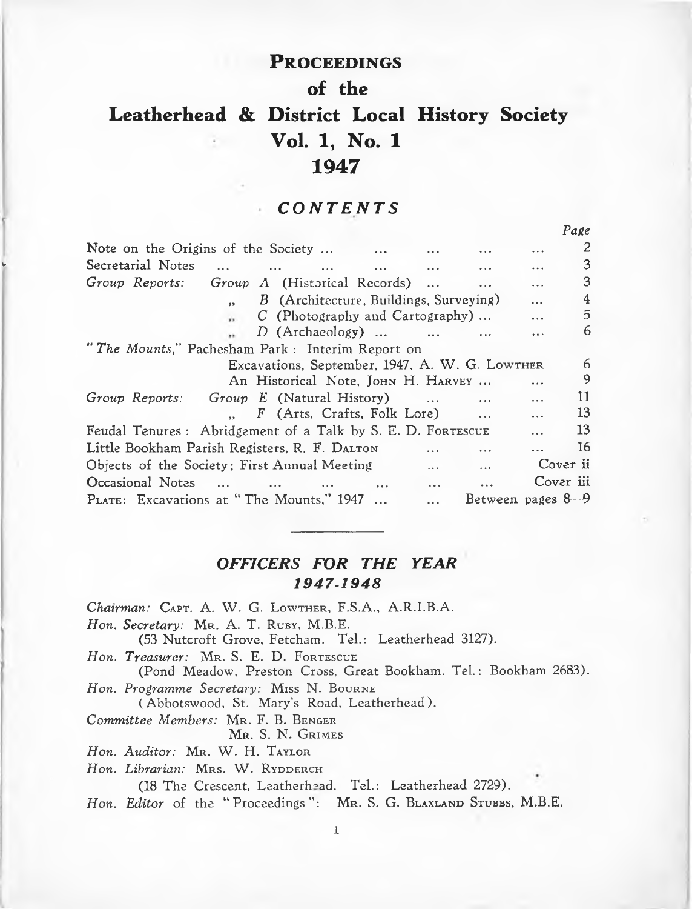# Proceedings
## of the
# Leatherhead & District Local History Society
## Vol. 1, No. 1
## 1947

### *CONTENTS*

| | Page |
|---|---|
| Note on the Origins of the Society ... | 2 |
| Secretarial Notes ... | 3 |
| *Group Reports:* *Group A* (Historical Records) ... | 3 |
| " *B* (Architecture, Buildings, Surveying) ... | 4 |
| " *C* (Photography and Cartography) ... | 5 |
| " *D* (Archaeology) ... | 6 |
| "*The Mounts,*" Pachesham Park: Interim Report on Excavations, September, 1947, A. W. G. Lowther | 6 |
| An Historical Note, John H. Harvey ... | 9 |
| *Group Reports:* *Group E* (Natural History) ... | 11 |
| " *F* (Arts, Crafts, Folk Lore) ... | 13 |
| Feudal Tenures: Abridgement of a Talk by S. E. D. Fortescue ... | 13 |
| Little Bookham Parish Registers, R. F. Dalton ... | 16 |
| Objects of the Society; First Annual Meeting ... | Cover ii |
| Occasional Notes ... | Cover iii |
| Plate: Excavations at "The Mounts," 1947 ... | Between pages 8—9 |

---

### *OFFICERS FOR THE YEAR 1947-1948*

*Chairman:* Capt. A. W. G. Lowther, F.S.A., A.R.I.B.A.

*Hon. Secretary:* Mr. A. T. Ruby, M.B.E.
(53 Nutcroft Grove, Fetcham. Tel.: Leatherhead 3127).

*Hon. Treasurer:* Mr. S. E. D. Fortescue
(Pond Meadow, Preston Cross, Great Bookham. Tel.: Bookham 2683).

*Hon. Programme Secretary:* Miss N. Bourne
(Abbotswood, St. Mary's Road, Leatherhead).

*Committee Members:* Mr. F. B. Benger
Mr. S. N. Grimes

*Hon. Auditor:* Mr. W. H. Taylor

*Hon. Librarian:* Mrs. W. Rydderch
(18 The Crescent, Leatherhead. Tel.: Leatherhead 2729).

*Hon. Editor* of the "Proceedings": Mr. S. G. Blaxland Stubbs, M.B.E.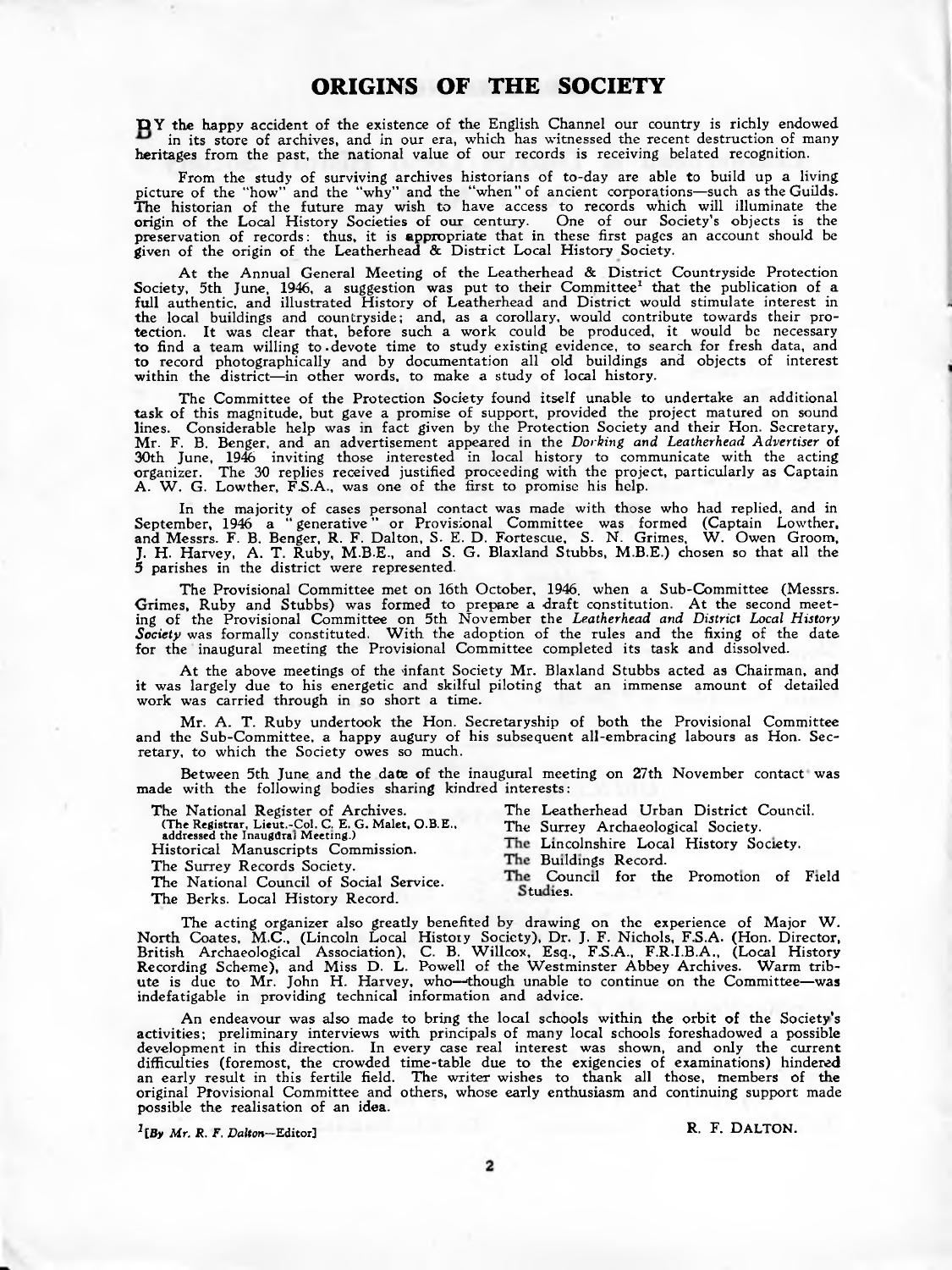# ORIGINS OF THE SOCIETY

BY the happy accident of the existence of the English Channel our country is richly endowed in its store of archives, and in our era, which has witnessed the recent destruction of many heritages from the past, the national value of our records is receiving belated recognition.

From the study of surviving archives historians of to-day are able to build up a living picture of the "how" and the "why" and the "when" of ancient corporations—such as the Guilds. The historian of the future may wish to have access to records which will illuminate the origin of the Local History Societies of our century. One of our Society's objects is the preservation of records: thus, it is appropriate that in these first pages an account should be given of the origin of the Leatherhead & District Local History Society.

At the Annual General Meeting of the Leatherhead & District Countryside Protection Society, 5th June, 1946, a suggestion was put to their Committee[1] that the publication of a full authentic, and illustrated History of Leatherhead and District would stimulate interest in the local buildings and countryside; and, as a corollary, would contribute towards their protection. It was clear that, before such a work could be produced, it would be necessary to find a team willing to devote time to study existing evidence, to search for fresh data, and to record photographically and by documentation all old buildings and objects of interest within the district—in other words, to make a study of local history.

The Committee of the Protection Society found itself unable to undertake an additional task of this magnitude, but gave a promise of support, provided the project matured on sound lines. Considerable help was in fact given by the Protection Society and their Hon. Secretary, Mr. F. B. Benger, and an advertisement appeared in the *Dorking and Leatherhead Advertiser* of 30th June, 1946 inviting those interested in local history to communicate with the acting organizer. The 30 replies received justified proceeding with the project, particularly as Captain A. W. G. Lowther, F.S.A., was one of the first to promise his help.

In the majority of cases personal contact was made with those who had replied, and in September, 1946 a "generative" or Provisional Committee was formed (Captain Lowther, and Messrs. F. B. Benger, R. F. Dalton, S. E. D. Fortescue, S. N. Grimes, W. Owen Groom, J. H. Harvey, A. T. Ruby, M.B.E., and S. G. Blaxland Stubbs, M.B.E.) chosen so that all the 5 parishes in the district were represented.

The Provisional Committee met on 16th October, 1946, when a Sub-Committee (Messrs. Grimes, Ruby and Stubbs) was formed to prepare a draft constitution. At the second meeting of the Provisional Committee on 5th November the *Leatherhead and District Local History Society* was formally constituted. With the adoption of the rules and the fixing of the date for the inaugural meeting the Provisional Committee completed its task and dissolved.

At the above meetings of the infant Society Mr. Blaxland Stubbs acted as Chairman, and it was largely due to his energetic and skilful piloting that an immense amount of detailed work was carried through in so short a time.

Mr. A. T. Ruby undertook the Hon. Secretaryship of both the Provisional Committee and the Sub-Committee, a happy augury of his subsequent all-embracing labours as Hon. Secretary, to which the Society owes so much.

Between 5th June and the date of the inaugural meeting on 27th November contact was made with the following bodies sharing kindred interests:

- The National Register of Archives. (The Registrar, Lieut.-Col. C. E. G. Malet, O.B.E., addressed the Inaugural Meeting.)
- Historical Manuscripts Commission.
- The Surrey Records Society.
- The National Council of Social Service.
- The Berks. Local History Record.
- The Leatherhead Urban District Council.
- The Surrey Archaeological Society.
- The Lincolnshire Local History Society.
- The Buildings Record.
- The Council for the Promotion of Field Studies.

The acting organizer also greatly benefited by drawing on the experience of Major W. North Coates, M.C., (Lincoln Local History Society), Dr. J. F. Nichols, F.S.A. (Hon. Director, British Archaeological Association), C. B. Willcox, Esq., F.S.A., F.R.I.B.A., (Local History Recording Scheme), and Miss D. L. Powell of the Westminster Abbey Archives. Warm tribute is due to Mr. John H. Harvey, who—though unable to continue on the Committee—was indefatigable in providing technical information and advice.

An endeavour was also made to bring the local schools within the orbit of the Society's activities; preliminary interviews with principals of many local schools foreshadowed a possible development in this direction. In every case real interest was shown, and only the current difficulties (foremost, the crowded time-table due to the exigencies of examinations) hindered an early result in this fertile field. The writer wishes to thank all those, members of the original Provisional Committee and others, whose early enthusiasm and continuing support made possible the realisation of an idea.

R. F. DALTON.

[1] [*By Mr. R. F. Dalton*—Editor]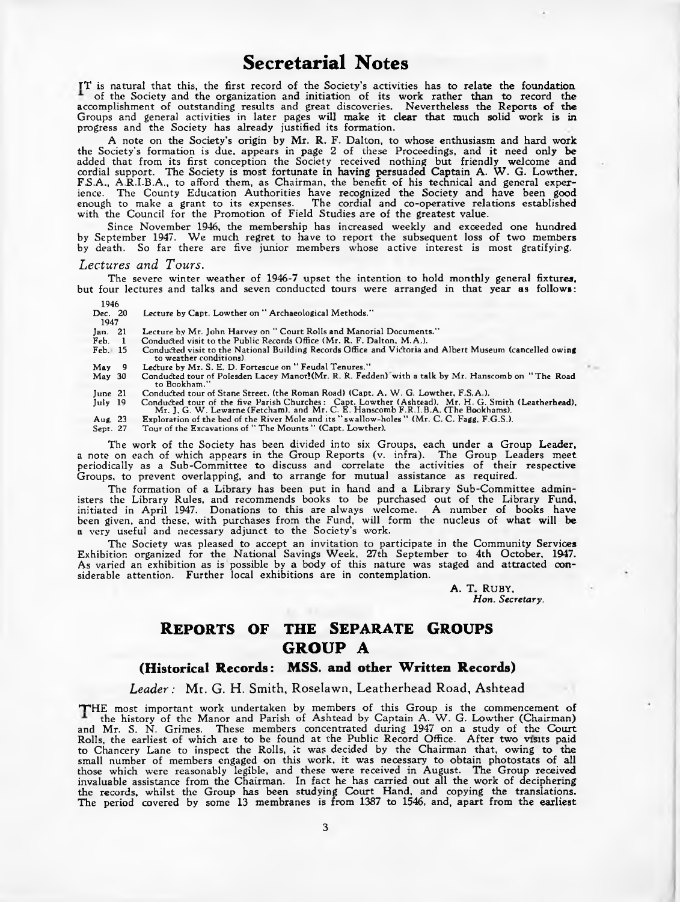## Secretarial Notes

IT is natural that this, the first record of the Society's activities has to relate the foundation of the Society and the organization and initiation of its work rather than to record the accomplishment of outstanding results and great discoveries. Nevertheless the Reports of the Groups and general activities in later pages will make it clear that much solid work is in progress and the Society has already justified its formation.

A note on the Society's origin by Mr. R. F. Dalton, to whose enthusiasm and hard work the Society's formation is due, appears in page 2 of these Proceedings, and it need only be added that from its first conception the Society received nothing but friendly welcome and cordial support. The Society is most fortunate in having persuaded Captain A. W. G. Lowther, F.S.A., A.R.I.B.A., to afford them, as Chairman, the benefit of his technical and general experience. The County Education Authorities have recognized the Society and have been good enough to make a grant to its expenses. The cordial and co-operative relations established with the Council for the Promotion of Field Studies are of the greatest value.

Since November 1946, the membership has increased weekly and exceeded one hundred by September 1947. We much regret to have to report the subsequent loss of two members by death. So far there are five junior members whose active interest is most gratifying.

*Lectures and Tours.*

The severe winter weather of 1946-7 upset the intention to hold monthly general fixtures, but four lectures and talks and seven conducted tours were arranged in that year as follows:

1946

- Dec. 20 — Lecture by Capt. Lowther on "Archaeological Methods."

1947

- Jan. 21 — Lecture by Mr. John Harvey on "Court Rolls and Manorial Documents."
- Feb. 1 — Conducted visit to the Public Records Office (Mr. R. F. Dalton, M.A.).
- Feb. 15 — Conducted visit to the National Building Records Office and Victoria and Albert Museum (cancelled owing to weather conditions).
- May 9 — Lecture by Mr. S. E. D. Fortescue on "Feudal Tenures."
- May 30 — Conducted tour of Polesden Lacey Manor (Mr. R. R. Fedden) with a talk by Mr. Hanscomb on "The Road to Bookham."
- June 21 — Conducted tour of Stane Street, (the Roman Road) (Capt. A. W. G. Lowther, F.S.A.).
- July 19 — Conducted tour of the five Parish Churches: Capt. Lowther (Ashtead), Mr. H. G. Smith (Leatherhead), Mr. J. G. W. Lewarne (Fetcham), and Mr. C. E. Hanscomb F.R.I.B.A. (The Bookhams).
- Aug. 23 — Exploration of the bed of the River Mole and its "swallow-holes" (Mr. C. C. Fagg, F.G.S.).
- Sept. 27 — Tour of the Excavations of "The Mounts" (Capt. Lowther).

The work of the Society has been divided into six Groups, each under a Group Leader, a note on each of which appears in the Group Reports (v. infra). The Group Leaders meet periodically as a Sub-Committee to discuss and correlate the activities of their respective Groups, to prevent overlapping, and to arrange for mutual assistance as required.

The formation of a Library has been put in hand and a Library Sub-Committee administers the Library Rules, and recommends books to be purchased out of the Library Fund, initiated in April 1947. Donations to this are always welcome. A number of books have been given, and these, with purchases from the Fund, will form the nucleus of what will be a very useful and necessary adjunct to the Society's work.

The Society was pleased to accept an invitation to participate in the Community Services Exhibition organized for the National Savings Week, 27th September to 4th October, 1947. As varied an exhibition as is possible by a body of this nature was staged and attracted considerable attention. Further local exhibitions are in contemplation.

A. T. RUBY,
*Hon. Secretary.*

## REPORTS OF THE SEPARATE GROUPS

## GROUP A

### (Historical Records: MSS. and other Written Records)

*Leader:* Mr. G. H. Smith, Roselawn, Leatherhead Road, Ashtead

THE most important work undertaken by members of this Group is the commencement of the history of the Manor and Parish of Ashtead by Captain A. W. G. Lowther (Chairman) and Mr. S. N. Grimes. These members concentrated during 1947 on a study of the Court Rolls, the earliest of which are to be found at the Public Record Office. After two visits paid to Chancery Lane to inspect the Rolls, it was decided by the Chairman that, owing to the small number of members engaged on this work, it was necessary to obtain photostats of all those which were reasonably legible, and these were received in August. The Group received invaluable assistance from the Chairman. In fact he has carried out all the work of deciphering the records, whilst the Group has been studying Court Hand, and copying the translations. The period covered by some 13 membranes is from 1387 to 1546, and, apart from the earliest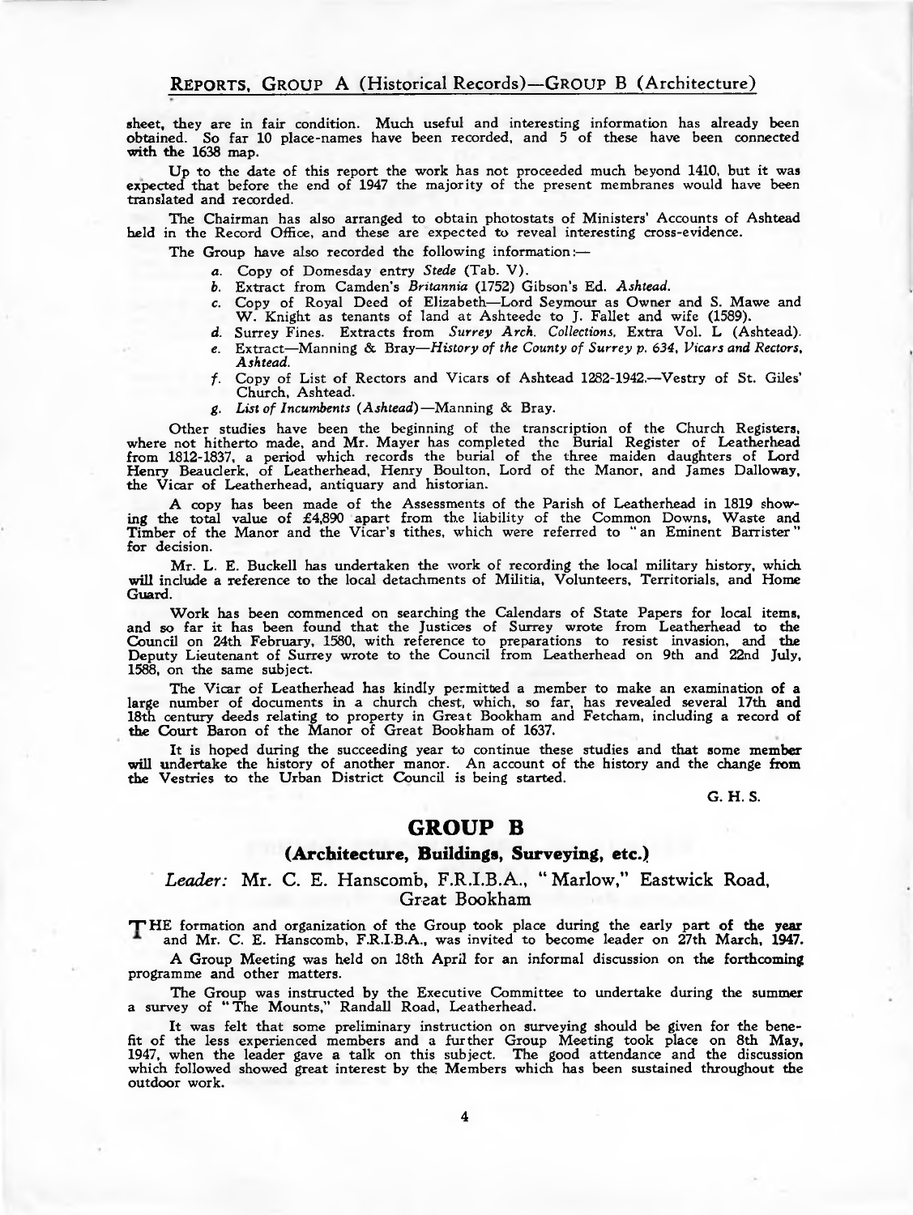sheet, they are in fair condition. Much useful and interesting information has already been obtained. So far 10 place-names have been recorded, and 5 of these have been connected with the 1638 map.

Up to the date of this report the work has not proceeded much beyond 1410, but it was expected that before the end of 1947 the majority of the present membranes would have been translated and recorded.

The Chairman has also arranged to obtain photostats of Ministers' Accounts of Ashtead held in the Record Office, and these are expected to reveal interesting cross-evidence.

The Group have also recorded the following information:—

- *a.* Copy of Domesday entry *Stede* (Tab. V).
- *b.* Extract from Camden's *Britannia* (1752) Gibson's Ed. *Ashtead.*
- *c.* Copy of Royal Deed of Elizabeth—Lord Seymour as Owner and S. Mawe and W. Knight as tenants of land at Ashteede to J. Fallet and wife (1589).
- *d.* Surrey Fines. Extracts from *Surrey Arch. Collections,* Extra Vol. L (Ashtead).
- *e.* Extract—Manning & Bray—*History of the County of Surrey p. 634, Vicars and Rectors, Ashtead.*
- *f.* Copy of List of Rectors and Vicars of Ashtead 1282-1942.—Vestry of St. Giles' Church, Ashtead.
- *g.* *List of Incumbents (Ashtead)*—Manning & Bray.

Other studies have been the beginning of the transcription of the Church Registers, where not hitherto made, and Mr. Mayer has completed the Burial Register of Leatherhead from 1812-1837, a period which records the burial of the three maiden daughters of Lord Henry Beauclerk, of Leatherhead, Henry Boulton, Lord of the Manor, and James Dalloway, the Vicar of Leatherhead, antiquary and historian.

A copy has been made of the Assessments of the Parish of Leatherhead in 1819 showing the total value of £4,890 apart from the liability of the Common Downs, Waste and Timber of the Manor and the Vicar's tithes, which were referred to "an Eminent Barrister" for decision.

Mr. L. E. Buckell has undertaken the work of recording the local military history, which will include a reference to the local detachments of Militia, Volunteers, Territorials, and Home Guard.

Work has been commenced on searching the Calendars of State Papers for local items, and so far it has been found that the Justices of Surrey wrote from Leatherhead to the Council on 24th February, 1580, with reference to preparations to resist invasion, and the Deputy Lieutenant of Surrey wrote to the Council from Leatherhead on 9th and 22nd July, 1588, on the same subject.

The Vicar of Leatherhead has kindly permitted a member to make an examination of a large number of documents in a church chest, which, so far, has revealed several 17th and 18th century deeds relating to property in Great Bookham and Fetcham, including a record of the Court Baron of the Manor of Great Bookham of 1637.

It is hoped during the succeeding year to continue these studies and that some member will undertake the history of another manor. An account of the history and the change from the Vestries to the Urban District Council is being started.

G. H. S.

## GROUP B

### (Architecture, Buildings, Surveying, etc.)

*Leader:* Mr. C. E. Hanscomb, F.R.I.B.A., "Marlow," Eastwick Road, Great Bookham

THE formation and organization of the Group took place during the early part of the year and Mr. C. E. Hanscomb, F.R.I.B.A., was invited to become leader on 27th March, 1947.

A Group Meeting was held on 18th April for an informal discussion on the forthcoming programme and other matters.

The Group was instructed by the Executive Committee to undertake during the summer a survey of "The Mounts," Randall Road, Leatherhead.

It was felt that some preliminary instruction on surveying should be given for the benefit of the less experienced members and a further Group Meeting took place on 8th May, 1947, when the leader gave a talk on this subject. The good attendance and the discussion which followed showed great interest by the Members which has been sustained throughout the outdoor work.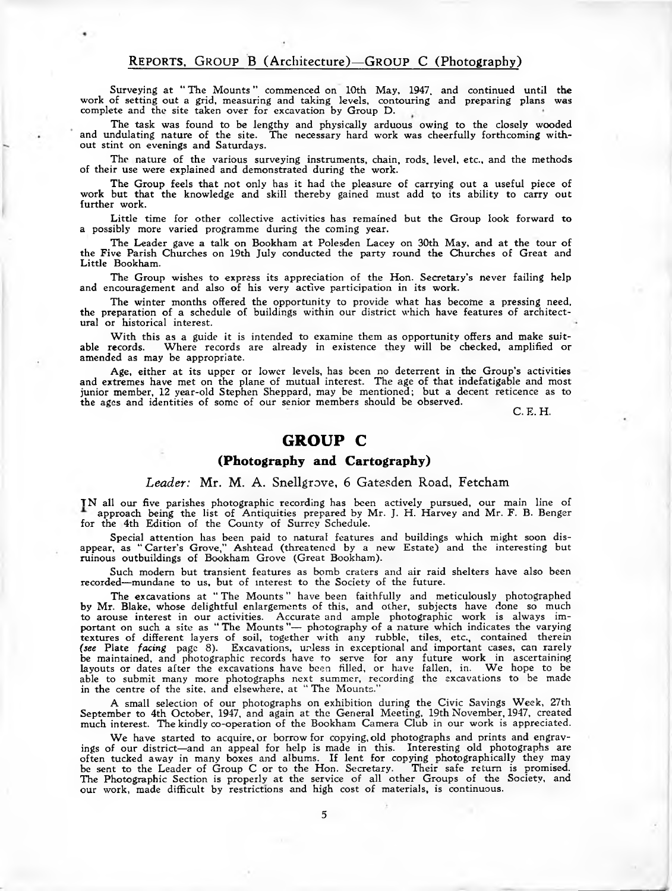Surveying at "The Mounts" commenced on 10th May, 1947, and continued until the work of setting out a grid, measuring and taking levels, contouring and preparing plans was complete and the site taken over for excavation by Group D.

The task was found to be lengthy and physically arduous owing to the closely wooded and undulating nature of the site. The necessary hard work was cheerfully forthcoming without stint on evenings and Saturdays.

The nature of the various surveying instruments, chain, rods, level, etc., and the methods of their use were explained and demonstrated during the work.

The Group feels that not only has it had the pleasure of carrying out a useful piece of work but that the knowledge and skill thereby gained must add to its ability to carry out further work.

Little time for other collective activities has remained but the Group look forward to a possibly more varied programme during the coming year.

The Leader gave a talk on Bookham at Polesden Lacey on 30th May, and at the tour of the Five Parish Churches on 19th July conducted the party round the Churches of Great and Little Bookham.

The Group wishes to express its appreciation of the Hon. Secretary's never failing help and encouragement and also of his very active participation in its work.

The winter months offered the opportunity to provide what has become a pressing need, the preparation of a schedule of buildings within our district which have features of architectural or historical interest.

With this as a guide it is intended to examine them as opportunity offers and make suitable records. Where records are already in existence they will be checked, amplified or amended as may be appropriate.

Age, either at its upper or lower levels, has been no deterrent in the Group's activities and extremes have met on the plane of mutual interest. The age of that indefatigable and most junior member, 12 year-old Stephen Sheppard, may be mentioned; but a decent reticence as to the ages and identities of some of our senior members should be observed.

C. E. H.

## GROUP C

### (Photography and Cartography)

*Leader:* Mr. M. A. Snellgrove, 6 Gatesden Road, Fetcham

IN all our five parishes photographic recording has been actively pursued, our main line of approach being the list of Antiquities prepared by Mr. J. H. Harvey and Mr. F. B. Benger for the 4th Edition of the County of Surrey Schedule.

Special attention has been paid to natural features and buildings which might soon disappear, as "Carter's Grove," Ashtead (threatened by a new Estate) and the interesting but ruinous outbuildings of Bookham Grove (Great Bookham).

Such modern but transient features as bomb craters and air raid shelters have also been recorded—mundane to us, but of interest to the Society of the future.

The excavations at "The Mounts" have been faithfully and meticulously photographed by Mr. Blake, whose delightful enlargements of this, and other, subjects have done so much to arouse interest in our activities. Accurate and ample photographic work is always important on such a site as "The Mounts"— photography of a nature which indicates the varying textures of different layers of soil, together with any rubble, tiles, etc., contained therein (*see* Plate *facing* page 8). Excavations, unless in exceptional and important cases, can rarely be maintained, and photographic records have to serve for any future work in ascertaining layouts or dates after the excavations have been filled, or have fallen, in. We hope to be able to submit many more photographs next summer, recording the excavations to be made in the centre of the site, and elsewhere, at "The Mounts."

A small selection of our photographs on exhibition during the Civic Savings Week, 27th September to 4th October, 1947, and again at the General Meeting, 19th November, 1947, created much interest. The kindly co-operation of the Bookham Camera Club in our work is appreciated.

We have started to acquire, or borrow for copying, old photographs and prints and engravings of our district—and an appeal for help is made in this. Interesting old photographs are often tucked away in many boxes and albums. If lent for copying photographically they may be sent to the Leader of Group C or to the Hon. Secretary. Their safe return is promised. The Photographic Section is properly at the service of all other Groups of the Society, and our work, made difficult by restrictions and high cost of materials, is continuous.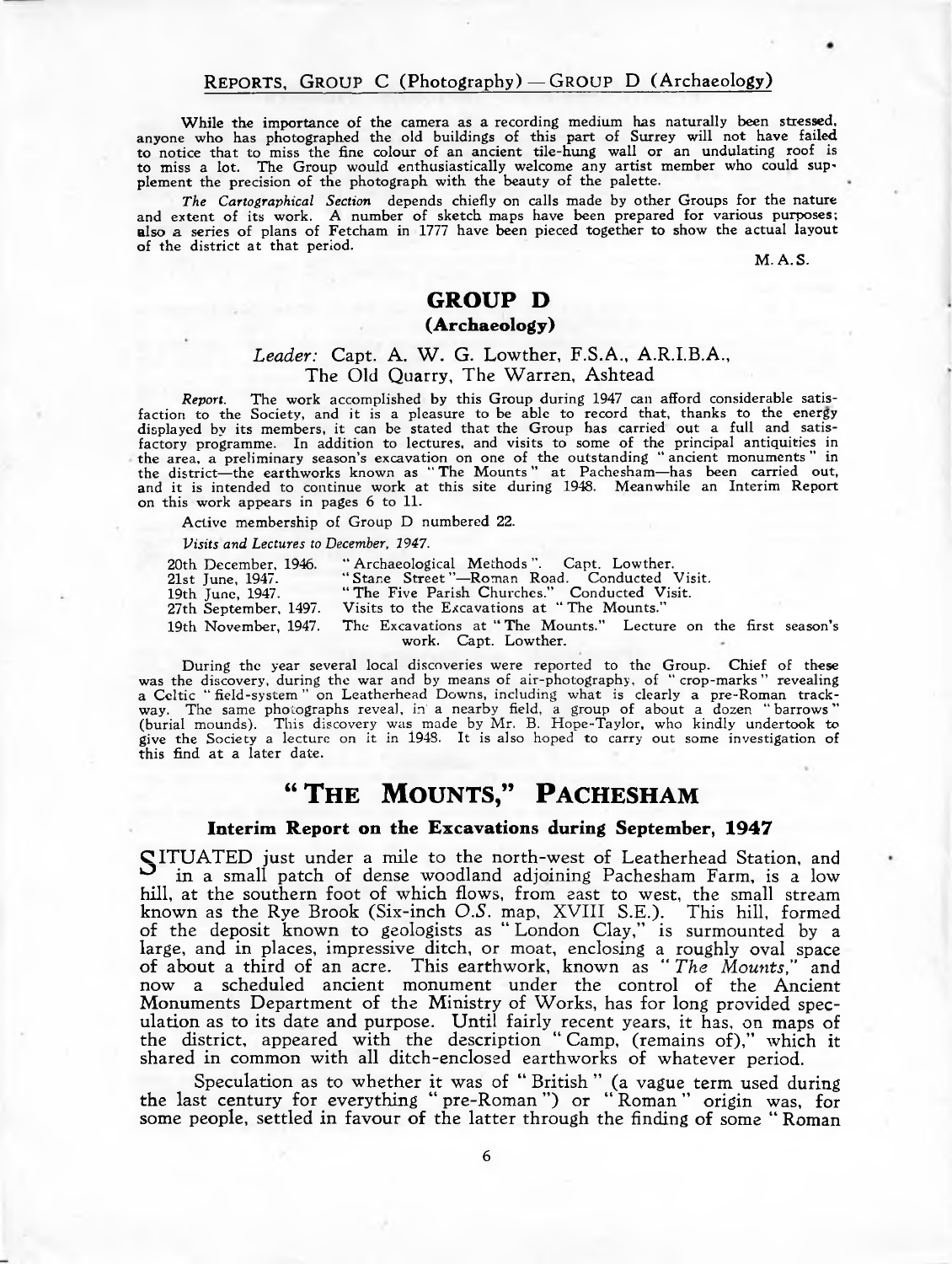While the importance of the camera as a recording medium has naturally been stressed, anyone who has photographed the old buildings of this part of Surrey will not have failed to notice that to miss the fine colour of an ancient tile-hung wall or an undulating roof is to miss a lot. The Group would enthusiastically welcome any artist member who could supplement the precision of the photograph with the beauty of the palette.

*The Cartographical Section* depends chiefly on calls made by other Groups for the nature and extent of its work. A number of sketch maps have been prepared for various purposes; also a series of plans of Fetcham in 1777 have been pieced together to show the actual layout of the district at that period.

M. A. S.

## GROUP D
### (Archaeology)

*Leader:* Capt. A. W. G. Lowther, F.S.A., A.R.I.B.A.,
The Old Quarry, The Warren, Ashtead

*Report.* The work accomplished by this Group during 1947 can afford considerable satisfaction to the Society, and it is a pleasure to be able to record that, thanks to the energy displayed by its members, it can be stated that the Group has carried out a full and satisfactory programme. In addition to lectures, and visits to some of the principal antiquities in the area, a preliminary season's excavation on one of the outstanding "ancient monuments" in the district—the earthworks known as "The Mounts" at Pachesham—has been carried out, and it is intended to continue work at this site during 1948. Meanwhile an Interim Report on this work appears in pages 6 to 11.

Active membership of Group D numbered 22.

*Visits and Lectures to December, 1947.*

| | |
|---|---|
| 20th December, 1946. | "Archaeological Methods". Capt. Lowther. |
| 21st June, 1947. | "Stane Street"—Roman Road. Conducted Visit. |
| 19th June, 1947. | "The Five Parish Churches." Conducted Visit. |
| 27th September, 1497. | Visits to the Excavations at "The Mounts." |
| 19th November, 1947. | The Excavations at "The Mounts." Lecture on the first season's work. Capt. Lowther. |

During the year several local discoveries were reported to the Group. Chief of these was the discovery, during the war and by means of air-photography, of "crop-marks" revealing a Celtic "field-system" on Leatherhead Downs, including what is clearly a pre-Roman trackway. The same photographs reveal, in a nearby field, a group of about a dozen "barrows" (burial mounds). This discovery was made by Mr. B. Hope-Taylor, who kindly undertook to give the Society a lecture on it in 1948. It is also hoped to carry out some investigation of this find at a later date.

# "The Mounts," Pachesham

### Interim Report on the Excavations during September, 1947

SITUATED just under a mile to the north-west of Leatherhead Station, and in a small patch of dense woodland adjoining Pachesham Farm, is a low hill, at the southern foot of which flows, from east to west, the small stream known as the Rye Brook (Six-inch O.S. map, XVIII S.E.). This hill, formed of the deposit known to geologists as "London Clay," is surmounted by a large, and in places, impressive ditch, or moat, enclosing a roughly oval space of about a third of an acre. This earthwork, known as "*The Mounts,*" and now a scheduled ancient monument under the control of the Ancient Monuments Department of the Ministry of Works, has for long provided speculation as to its date and purpose. Until fairly recent years, it has, on maps of the district, appeared with the description "Camp, (remains of)," which it shared in common with all ditch-enclosed earthworks of whatever period.

Speculation as to whether it was of "British" (a vague term used during the last century for everything "pre-Roman") or "Roman" origin was, for some people, settled in favour of the latter through the finding of some "Roman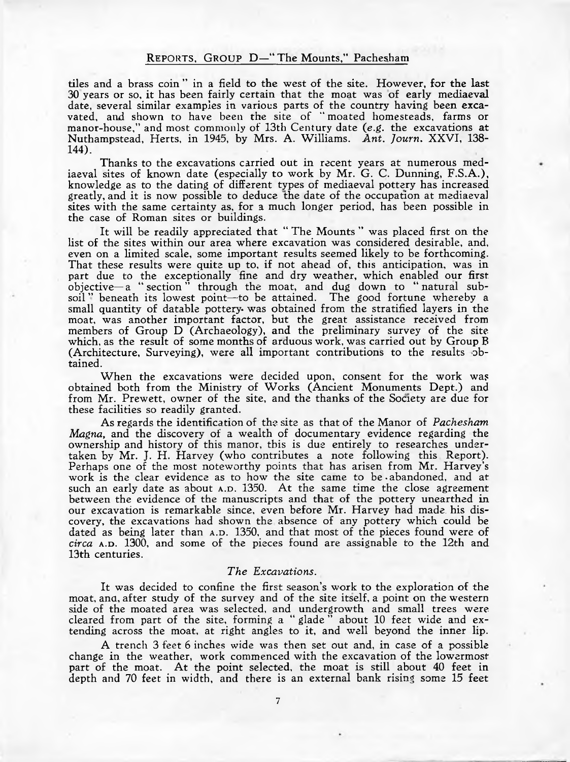tiles and a brass coin" in a field to the west of the site. However, for the last 30 years or so, it has been fairly certain that the moat was of early mediaeval date, several similar examples in various parts of the country having been excavated, and shown to have been the site of "moated homesteads, farms or manor-house," and most commonly of 13th Century date (*e.g.* the excavations at Nuthampstead, Herts, in 1945, by Mrs. A. Williams. *Ant. Journ.* XXVI, 138-144).

Thanks to the excavations carried out in recent years at numerous mediaeval sites of known date (especially to work by Mr. G. C. Dunning, F.S.A.), knowledge as to the dating of different types of mediaeval pottery has increased greatly, and it is now possible to deduce the date of the occupation at mediaeval sites with the same certainty as, for a much longer period, has been possible in the case of Roman sites or buildings.

It will be readily appreciated that "The Mounts" was placed first on the list of the sites within our area where excavation was considered desirable, and, even on a limited scale, some important results seemed likely to be forthcoming. That these results were quite up to, if not ahead of, this anticipation, was in part due to the exceptionally fine and dry weather, which enabled our first objective—a "section" through the moat, and dug down to "natural subsoil" beneath its lowest point—to be attained. The good fortune whereby a small quantity of datable pottery was obtained from the stratified layers in the moat, was another important factor, but the great assistance received from members of Group D (Archaeology), and the preliminary survey of the site which, as the result of some months of arduous work, was carried out by Group B (Architecture, Surveying), were all important contributions to the results obtained.

When the excavations were decided upon, consent for the work was obtained both from the Ministry of Works (Ancient Monuments Dept.) and from Mr. Prewett, owner of the site, and the thanks of the Society are due for these facilities so readily granted.

As regards the identification of the site as that of the Manor of *Pachesham Magna*, and the discovery of a wealth of documentary evidence regarding the ownership and history of this manor, this is due entirely to researches undertaken by Mr. J. H. Harvey (who contributes a note following this Report). Perhaps one of the most noteworthy points that has arisen from Mr. Harvey's work is the clear evidence as to how the site came to be abandoned, and at such an early date as about A.D. 1350. At the same time the close agreement between the evidence of the manuscripts and that of the pottery unearthed in our excavation is remarkable since, even before Mr. Harvey had made his discovery, the excavations had shown the absence of any pottery which could be dated as being later than A.D. 1350, and that most of the pieces found were of *circa* A.D. 1300, and some of the pieces found are assignable to the 12th and 13th centuries.

### *The Excavations.*

It was decided to confine the first season's work to the exploration of the moat, and, after study of the survey and of the site itself, a point on the western side of the moated area was selected, and undergrowth and small trees were cleared from part of the site, forming a "glade" about 10 feet wide and extending across the moat, at right angles to it, and well beyond the inner lip.

A trench 3 feet 6 inches wide was then set out and, in case of a possible change in the weather, work commenced with the excavation of the lowermost part of the moat. At the point selected, the moat is still about 40 feet in depth and 70 feet in width, and there is an external bank rising some 15 feet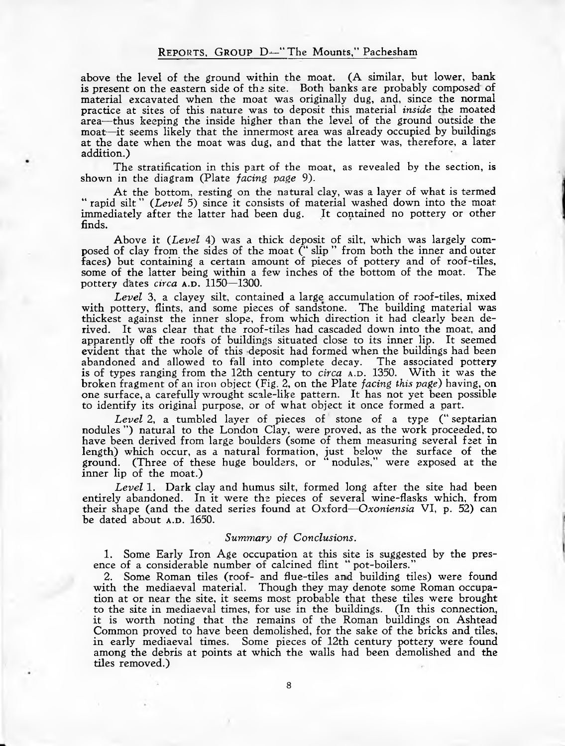above the level of the ground within the moat. (A similar, but lower, bank is present on the eastern side of the site. Both banks are probably composed of material excavated when the moat was originally dug, and, since the normal practice at sites of this nature was to deposit this material *inside* the moated area—thus keeping the inside higher than the level of the ground outside the moat—it seems likely that the innermost area was already occupied by buildings at the date when the moat was dug, and that the latter was, therefore, a later addition.)

The stratification in this part of the moat, as revealed by the section, is shown in the diagram (Plate *facing page* 9).

At the bottom, resting on the natural clay, was a layer of what is termed "rapid silt" (*Level* 5) since it consists of material washed down into the moat immediately after the latter had been dug. It contained no pottery or other finds.

Above it (*Level* 4) was a thick deposit of silt, which was largely composed of clay from the sides of the moat ("slip" from both the inner and outer faces) but containing a certain amount of pieces of pottery and of roof-tiles, some of the latter being within a few inches of the bottom of the moat. The pottery dates *circa* A.D. 1150—1300.

*Level* 3, a clayey silt, contained a large accumulation of roof-tiles, mixed with pottery, flints, and some pieces of sandstone. The building material was thickest against the inner slope, from which direction it had clearly been derived. It was clear that the roof-tiles had cascaded down into the moat, and apparently off the roofs of buildings situated close to its inner lip. It seemed evident that the whole of this deposit had formed when the buildings had been abandoned and allowed to fall into complete decay. The associated pottery is of types ranging from the 12th century to *circa* A.D. 1350. With it was the broken fragment of an iron object (Fig. 2, on the Plate *facing this page*) having, on one surface, a carefully wrought scale-like pattern. It has not yet been possible to identify its original purpose, or of what object it once formed a part.

*Level* 2, a tumbled layer of pieces of stone of a type ("septarian nodules") natural to the London Clay, were proved, as the work proceeded, to have been derived from large boulders (some of them measuring several feet in length) which occur, as a natural formation, just below the surface of the ground. (Three of these huge boulders, or "nodules," were exposed at the inner lip of the moat.)

*Level* 1. Dark clay and humus silt, formed long after the site had been entirely abandoned. In it were the pieces of several wine-flasks which, from their shape (and the dated series found at Oxford—*Oxoniensia* VI, p. 52) can be dated about A.D. 1650.

### *Summary of Conclusions.*

1. Some Early Iron Age occupation at this site is suggested by the presence of a considerable number of calcined flint "pot-boilers."

2. Some Roman tiles (roof- and flue-tiles and building tiles) were found with the mediaeval material. Though they may denote some Roman occupation at or near the site, it seems most probable that these tiles were brought to the site in mediaeval times, for use in the buildings. (In this connection, it is worth noting that the remains of the Roman buildings on Ashtead Common proved to have been demolished, for the sake of the bricks and tiles, in early mediaeval times. Some pieces of 12th century pottery were found among the debris at points at which the walls had been demolished and the tiles removed.)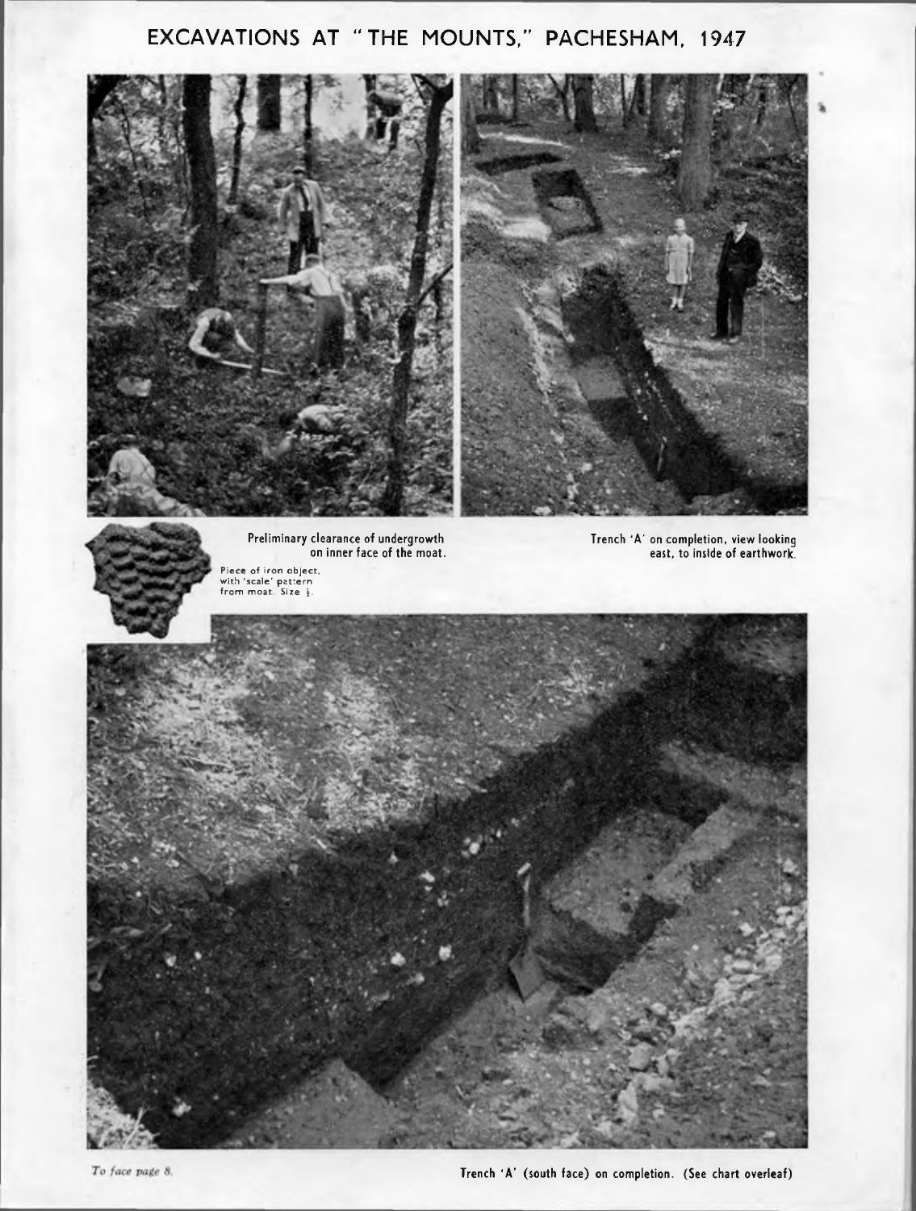# EXCAVATIONS AT "THE MOUNTS," PACHESHAM, 1947

Preliminary clearance of undergrowth on inner face of the moat.

Trench 'A' on completion, view looking east, to inside of earthwork.

Piece of iron object, with 'scale' pattern from moat. Size ½.

*To face page 8.*

Trench 'A' (south face) on completion. (See chart overleaf)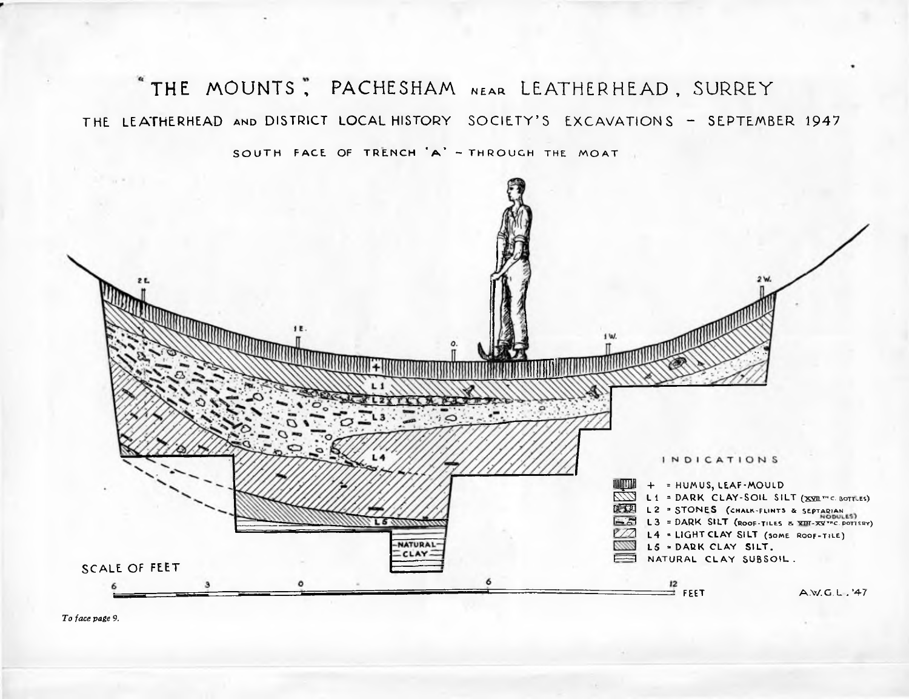# "THE MOUNTS", PACHESHAM NEAR LEATHERHEAD, SURREY

## THE LEATHERHEAD AND DISTRICT LOCAL HISTORY SOCIETY'S EXCAVATIONS – SEPTEMBER 1947

### SOUTH FACE OF TRENCH 'A' – THROUGH THE MOAT

2 E. 1 E. 0. 1 W. 2 W.

+ L1 L2 L3 L4 L5 NATURAL CLAY

INDICATIONS

- + = HUMUS, LEAF-MOULD
- L 1 = DARK CLAY-SOIL SILT (XVII TH C. BOTTLES)
- L 2 = STONES (CHALK-FLINTS & SEPTARIAN NODULES)
- L 3 = DARK SILT (ROOF-TILES & XIII-XV TH C. POTTERY)
- L 4 = LIGHT CLAY SILT (SOME ROOF-TILE)
- L 5 = DARK CLAY SILT.
- NATURAL CLAY SUBSOIL.

SCALE OF FEET

6 3 0 6 12 FEET

A.W.G.L. '47

*To face page 9.*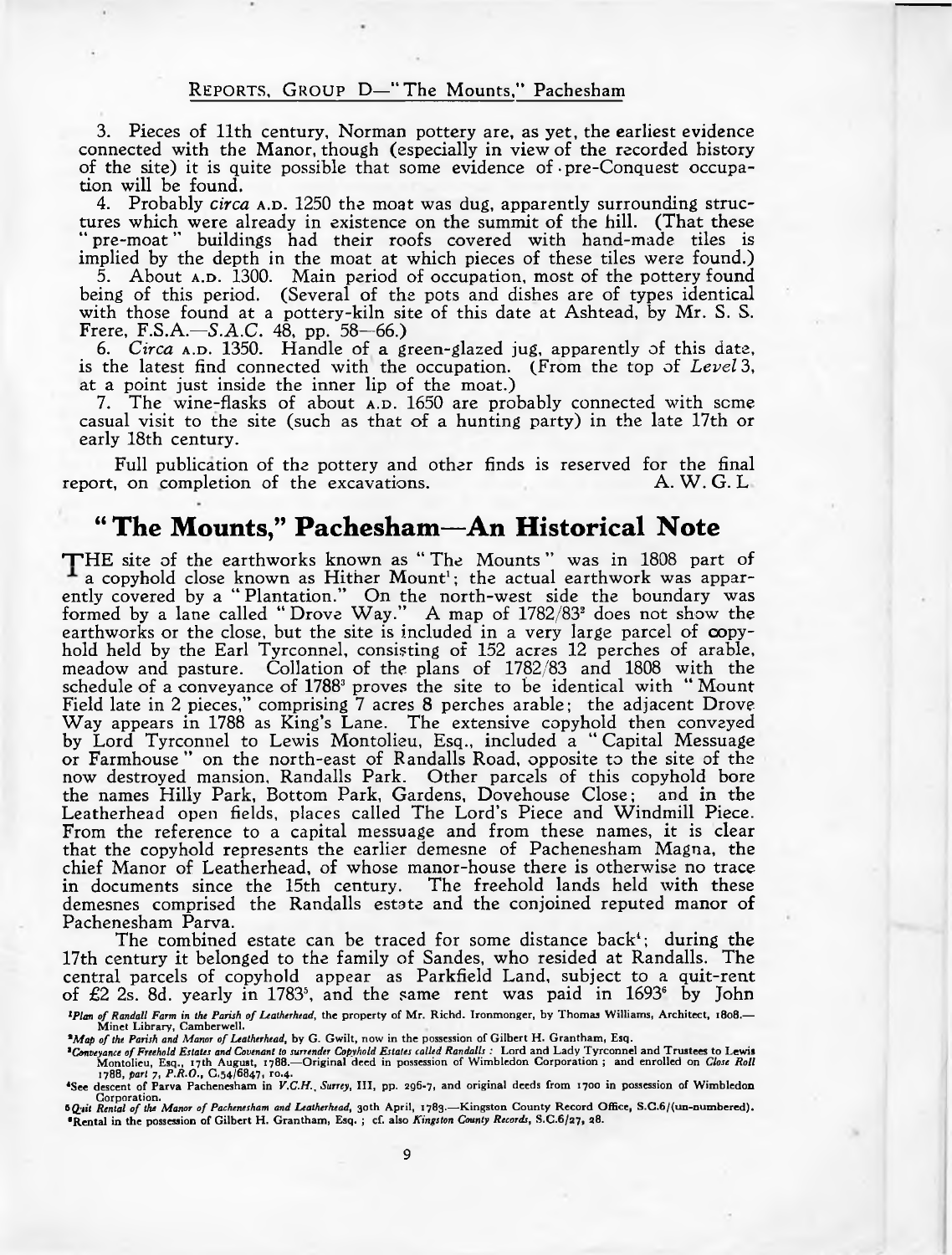3. Pieces of 11th century, Norman pottery are, as yet, the earliest evidence connected with the Manor, though (especially in view of the recorded history of the site) it is quite possible that some evidence of pre-Conquest occupation will be found.

4. Probably *circa* A.D. 1250 the moat was dug, apparently surrounding structures which were already in existence on the summit of the hill. (That these "pre-moat" buildings had their roofs covered with hand-made tiles is implied by the depth in the moat at which pieces of these tiles were found.)

5. About A.D. 1300. Main period of occupation, most of the pottery found being of this period. (Several of the pots and dishes are of types identical with those found at a pottery-kiln site of this date at Ashtead, by Mr. S. S. Frere, F.S.A.—*S.A.C.* 48, pp. 58—66.)

6. *Circa* A.D. 1350. Handle of a green-glazed jug, apparently of this date, is the latest find connected with the occupation. (From the top of *Level* 3, at a point just inside the inner lip of the moat.)

7. The wine-flasks of about A.D. 1650 are probably connected with some casual visit to the site (such as that of a hunting party) in the late 17th or early 18th century.

Full publication of the pottery and other finds is reserved for the final report, on completion of the excavations. A. W. G. L.

## "The Mounts," Pachesham—An Historical Note

THE site of the earthworks known as "The Mounts" was in 1808 part of a copyhold close known as Hither Mount[1]; the actual earthwork was apparently covered by a "Plantation." On the north-west side the boundary was formed by a lane called "Drove Way." A map of 1782/83[2] does not show the earthworks or the close, but the site is included in a very large parcel of copyhold held by the Earl Tyrconnel, consisting of 152 acres 12 perches of arable, meadow and pasture. Collation of the plans of 1782/83 and 1808 with the schedule of a conveyance of 1788[3] proves the site to be identical with "Mount Field late in 2 pieces," comprising 7 acres 8 perches arable; the adjacent Drove Way appears in 1788 as King's Lane. The extensive copyhold then conveyed by Lord Tyrconnel to Lewis Montolieu, Esq., included a "Capital Messuage or Farmhouse" on the north-east of Randalls Road, opposite to the site of the now destroyed mansion, Randalls Park. Other parcels of this copyhold bore the names Hilly Park, Bottom Park, Gardens, Dovehouse Close; and in the Leatherhead open fields, places called The Lord's Piece and Windmill Piece. From the reference to a capital messuage and from these names, it is clear that the copyhold represents the earlier demesne of Pachenesham Magna, the chief Manor of Leatherhead, of whose manor-house there is otherwise no trace in documents since the 15th century. The freehold lands held with these demesnes comprised the Randalls estate and the conjoined reputed manor of Pachenesham Parva.

The combined estate can be traced for some distance back[4]; during the 17th century it belonged to the family of Sandes, who resided at Randalls. The central parcels of copyhold appear as Parkfield Land, subject to a quit-rent of £2 2s. 8d. yearly in 1783[5], and the same rent was paid in 1693[6] by John

[1] *Plan of Randall Farm in the Parish of Leatherhead*, the property of Mr. Richd. Ironmonger, by Thomas Williams, Architect, 1808.—Minet Library, Camberwell.

[2] *Map of the Parish and Manor of Leatherhead*, by G. Gwilt, now in the possession of Gilbert H. Grantham, Esq.

[3] *Conveyance of Freehold Estates and Covenant to surrender Copyhold Estates called Randalls*: Lord and Lady Tyrconnel and Trustees to Lewis Montolieu, Esq., 17th August, 1788.—Original deed in possession of Wimbledon Corporation; and enrolled on *Close Roll* 1788, *part* 7, *P.R.O.*, C.54/6847, ro.4.

[4] See descent of Parva Pachenesham in *V.C.H., Surrey*, III, pp. 296-7, and original deeds from 1700 in possession of Wimbledon Corporation.

[5] *Quit Rental of the Manor of Pachenesham and Leatherhead*, 30th April, 1783.—Kingston County Record Office, S.C.6/(un-numbered).

[6] Rental in the possession of Gilbert H. Grantham, Esq.; cf. also *Kingston County Records*, S.C.6/27, 28.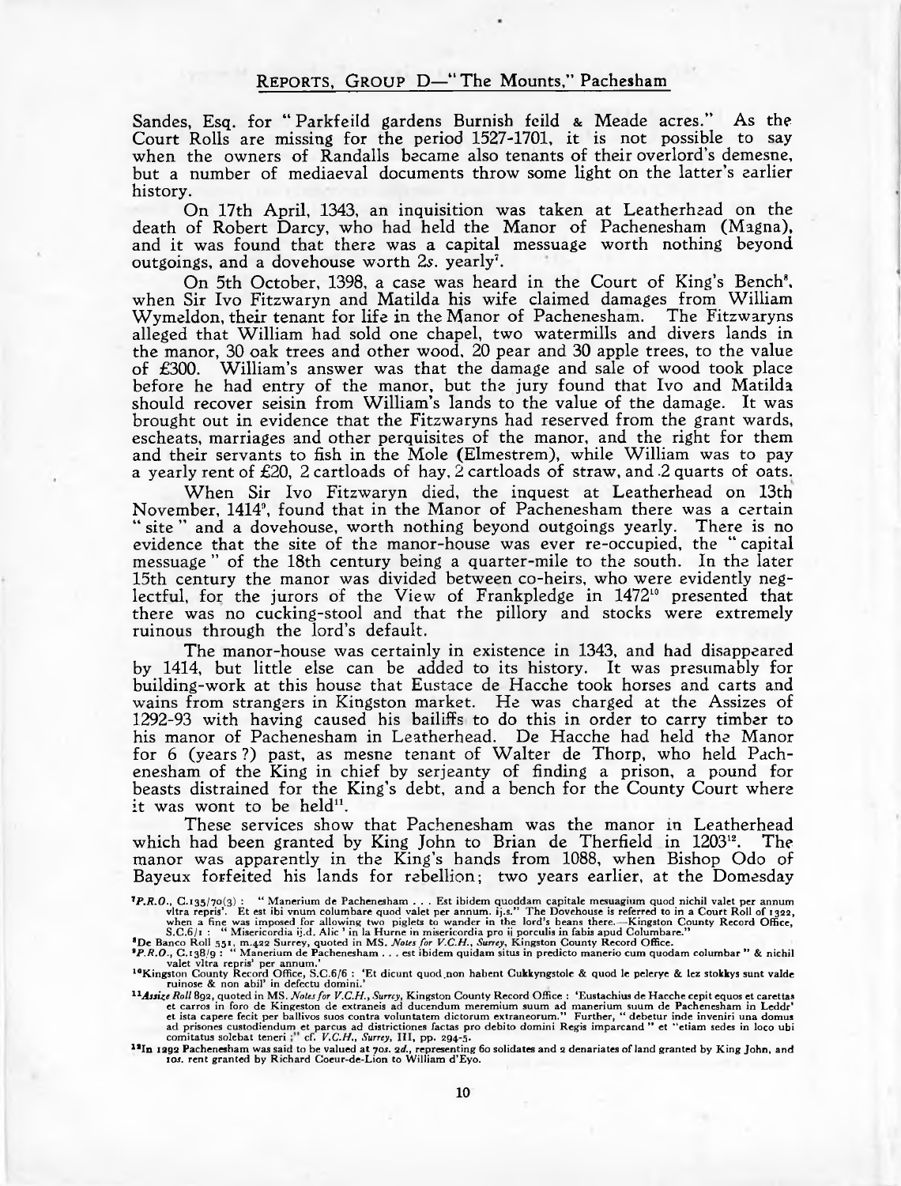Sandes, Esq. for "Parkfeild gardens Burnish feild & Meade acres." As the Court Rolls are missing for the period 1527-1701, it is not possible to say when the owners of Randalls became also tenants of their overlord's demesne, but a number of mediaeval documents throw some light on the latter's earlier history.

On 17th April, 1343, an inquisition was taken at Leatherhead on the death of Robert Darcy, who had held the Manor of Pachenesham (Magna), and it was found that there was a capital messuage worth nothing beyond outgoings, and a dovehouse worth 2*s.* yearly[7].

On 5th October, 1398, a case was heard in the Court of King's Bench[8], when Sir Ivo Fitzwaryn and Matilda his wife claimed damages from William Wymeldon, their tenant for life in the Manor of Pachenesham. The Fitzwaryns alleged that William had sold one chapel, two watermills and divers lands in the manor, 30 oak trees and other wood, 20 pear and 30 apple trees, to the value of £300. William's answer was that the damage and sale of wood took place before he had entry of the manor, but the jury found that Ivo and Matilda should recover seisin from William's lands to the value of the damage. It was brought out in evidence that the Fitzwaryns had reserved from the grant wards, escheats, marriages and other perquisites of the manor, and the right for them and their servants to fish in the Mole (Elmestrem), while William was to pay a yearly rent of £20, 2 cartloads of hay, 2 cartloads of straw, and 2 quarts of oats.

When Sir Ivo Fitzwaryn died, the inquest at Leatherhead on 13th November, 1414[9], found that in the Manor of Pachenesham there was a certain "site" and a dovehouse, worth nothing beyond outgoings yearly. There is no evidence that the site of the manor-house was ever re-occupied, the "capital messuage" of the 18th century being a quarter-mile to the south. In the later 15th century the manor was divided between co-heirs, who were evidently neglectful, for the jurors of the View of Frankpledge in 1472[10] presented that there was no cucking-stool and that the pillory and stocks were extremely ruinous through the lord's default.

The manor-house was certainly in existence in 1343, and had disappeared by 1414, but little else can be added to its history. It was presumably for building-work at this house that Eustace de Hacche took horses and carts and wains from strangers in Kingston market. He was charged at the Assizes of 1292-93 with having caused his bailiffs to do this in order to carry timber to his manor of Pachenesham in Leatherhead. De Hacche had held the Manor for 6 (years ?) past, as mesne tenant of Walter de Thorp, who held Pachenesham of the King in chief by serjeanty of finding a prison, a pound for beasts distrained for the King's debt, and a bench for the County Court where it was wont to be held[11].

These services show that Pachenesham was the manor in Leatherhead which had been granted by King John to Brian de Therfield in 1203[12]. The manor was apparently in the King's hands from 1088, when Bishop Odo of Bayeux forfeited his lands for rebellion; two years earlier, at the Domesday

---

[7] *P.R.O.*, C.135/70(3): "Manerium de Pachenesham . . . Est ibidem quoddam capitale mesuagium quod nichil valet per annum vltra repris'. Et est ibi vnum columbare quod valet per annum. ij.s." The Dovehouse is referred to in a Court Roll of 1322, when a fine was imposed for allowing two piglets to wander in the lord's beans there.—Kingston County Record Office, S.C.6/1: "Misericordia ij.d. Alic' in la Hurne in misericordia pro ij porculis in fabis apud Columbare."

[8] De Banco Roll 551, m.422 Surrey, quoted in MS. *Notes for V.C.H., Surrey*, Kingston County Record Office.

[9] *P.R.O.*, C.138/9: "Manerium de Pachenesham . . . est ibidem quidam situs in predicto manerio cum quodam columbar" & nichil valet vltra repris' per annum.'

[10] Kingston County Record Office, S.C.6/6: 'Et dicunt quod non habent Cukkyngstole & quod le pelerye & lez stokkys sunt valde ruinose & non abil' in defectu domini.'

[11] *Assize Roll* 892, quoted in MS. *Notes for V.C.H., Surrey*, Kingston County Record Office: 'Eustachius de Hacche cepit equos et carettas et carros in foro de Kingeston de extraneis ad ducendum meremium suum ad manerium suum de Pachenesham in Leddr' et ista capere fecit per ballivos suos contra voluntatem dictorum extraneorum." Further, "debetur inde inveniri una domus ad prisones custodiendum et parcus ad districtiones factas pro debito domini Regis imparcand" et "etiam sedes in loco ubi comitatus solebat teneri ;" cf. *V.C.H., Surrey*, III, pp. 294-5.

[12] In 1292 Pachenesham was said to be valued at 70*s.* 2*d.*, representing 60 solidates and 2 denariates of land granted by King John, and 10*s.* rent granted by Richard Coeur-de-Lion to William d'Eyo.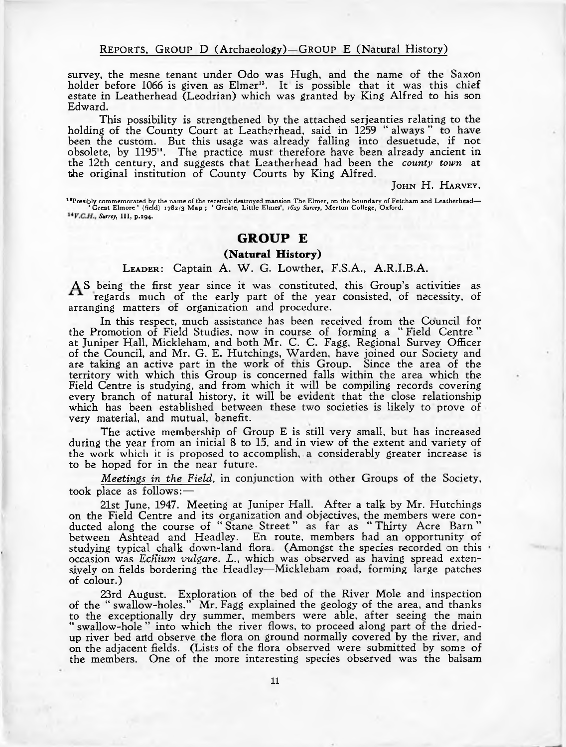survey, the mesne tenant under Odo was Hugh, and the name of the Saxon holder before 1066 is given as Elmer[13]. It is possible that it was this chief estate in Leatherhead (Leodrian) which was granted by King Alfred to his son Edward.

This possibility is strengthened by the attached serjeanties relating to the holding of the County Court at Leatherhead, said in 1259 "always" to have been the custom. But this usage was already falling into desuetude, if not obsolete, by 1195[14]. The practice must therefore have been already ancient in the 12th century, and suggests that Leatherhead had been the *county town* at the original institution of County Courts by King Alfred.

JOHN H. HARVEY.

[13] Possibly commemorated by the name of the recently destroyed mansion The Elmer, on the boundary of Fetcham and Leatherhead—'Great Elmore' (field) 1782/3 Map; 'Greate, Little Elmes', *1629 Survey*, Merton College, Oxford.

[14] *V.C.H., Surrey*, III, p.294.

## GROUP E

### (Natural History)

LEADER: Captain A. W. G. Lowther, F.S.A., A.R.I.B.A.

AS being the first year since it was constituted, this Group's activities as regards much of the early part of the year consisted, of necessity, of arranging matters of organization and procedure.

In this respect, much assistance has been received from the Council for the Promotion of Field Studies, now in course of forming a "Field Centre" at Juniper Hall, Mickleham, and both Mr. C. C. Fagg, Regional Survey Officer of the Council, and Mr. G. E. Hutchings, Warden, have joined our Society and are taking an active part in the work of this Group. Since the area of the territory with which this Group is concerned falls within the area which the Field Centre is studying, and from which it will be compiling records covering every branch of natural history, it will be evident that the close relationship which has been established between these two societies is likely to prove of very material, and mutual, benefit.

The active membership of Group E is still very small, but has increased during the year from an initial 8 to 15, and in view of the extent and variety of the work which it is proposed to accomplish, a considerably greater increase is to be hoped for in the near future.

*Meetings in the Field*, in conjunction with other Groups of the Society, took place as follows:—

21st June, 1947. Meeting at Juniper Hall. After a talk by Mr. Hutchings on the Field Centre and its organization and objectives, the members were conducted along the course of "Stane Street" as far as "Thirty Acre Barn" between Ashtead and Headley. En route, members had an opportunity of studying typical chalk down-land flora. (Amongst the species recorded on this occasion was *Echium vulgare. L.*, which was observed as having spread extensively on fields bordering the Headley—Mickleham road, forming large patches of colour.)

23rd August. Exploration of the bed of the River Mole and inspection of the "swallow-holes." Mr. Fagg explained the geology of the area, and thanks to the exceptionally dry summer, members were able, after seeing the main "swallow-hole" into which the river flows, to proceed along part of the dried-up river bed and observe the flora on ground normally covered by the river, and on the adjacent fields. (Lists of the flora observed were submitted by some of the members. One of the more interesting species observed was the balsam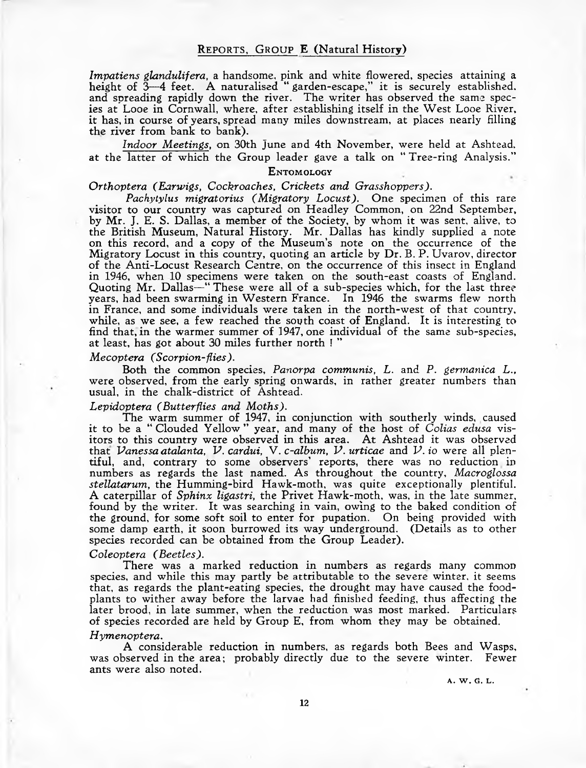*Impatiens glandulifera*, a handsome, pink and white flowered, species attaining a height of 3—4 feet. A naturalised "garden-escape," it is securely established, and spreading rapidly down the river. The writer has observed the same species at Looe in Cornwall, where, after establishing itself in the West Looe River, it has, in course of years, spread many miles downstream, at places nearly filling the river from bank to bank).

Indoor Meetings, on 30th June and 4th November, were held at Ashtead, at the latter of which the Group leader gave a talk on "Tree-ring Analysis."

## Entomology

*Orthoptera (Earwigs, Cockroaches, Crickets and Grasshoppers).*

*Pachytylus migratorius (Migratory Locust).* One specimen of this rare visitor to our country was captured on Headley Common, on 22nd September, by Mr. J. E. S. Dallas, a member of the Society, by whom it was sent, alive, to the British Museum, Natural History. Mr. Dallas has kindly supplied a note on this record, and a copy of the Museum's note on the occurrence of the Migratory Locust in this country, quoting an article by Dr. B. P. Uvarov, director of the Anti-Locust Research Centre, on the occurrence of this insect in England in 1946, when 10 specimens were taken on the south-east coasts of England. Quoting Mr. Dallas—"These were all of a sub-species which, for the last three years, had been swarming in Western France. In 1946 the swarms flew north in France, and some individuals were taken in the north-west of that country, while, as we see, a few reached the south coast of England. It is interesting to find that, in the warmer summer of 1947, one individual of the same sub-species, at least, has got about 30 miles further north!"

*Mecoptera (Scorpion-flies).*

Both the common species, *Panorpa communis*, L. and *P. germanica* L., were observed, from the early spring onwards, in rather greater numbers than usual, in the chalk-district of Ashtead.

*Lepidoptera (Butterflies and Moths).*

The warm summer of 1947, in conjunction with southerly winds, caused it to be a "Clouded Yellow" year, and many of the host of *Colias edusa* visitors to this country were observed in this area. At Ashtead it was observed that *Vanessa atalanta*, *V. cardui*, *V. c-album*, *V. urticae* and *V. io* were all plentiful, and, contrary to some observers' reports, there was no reduction in numbers as regards the last named. As throughout the country, *Macroglossa stellatarum*, the Humming-bird Hawk-moth, was quite exceptionally plentiful. A caterpillar of *Sphinx ligastri*, the Privet Hawk-moth, was, in the late summer, found by the writer. It was searching in vain, owing to the baked condition of the ground, for some soft soil to enter for pupation. On being provided with some damp earth, it soon burrowed its way underground. (Details as to other species recorded can be obtained from the Group Leader).

*Coleoptera (Beetles).*

There was a marked reduction in numbers as regards many common species, and while this may partly be attributable to the severe winter, it seems that, as regards the plant-eating species, the drought may have caused the food-plants to wither away before the larvae had finished feeding, thus affecting the later brood, in late summer, when the reduction was most marked. Particulars of species recorded are held by Group E, from whom they may be obtained.

*Hymenoptera.*

A considerable reduction in numbers, as regards both Bees and Wasps, was observed in the area; probably directly due to the severe winter. Fewer ants were also noted.

A. W. G. L.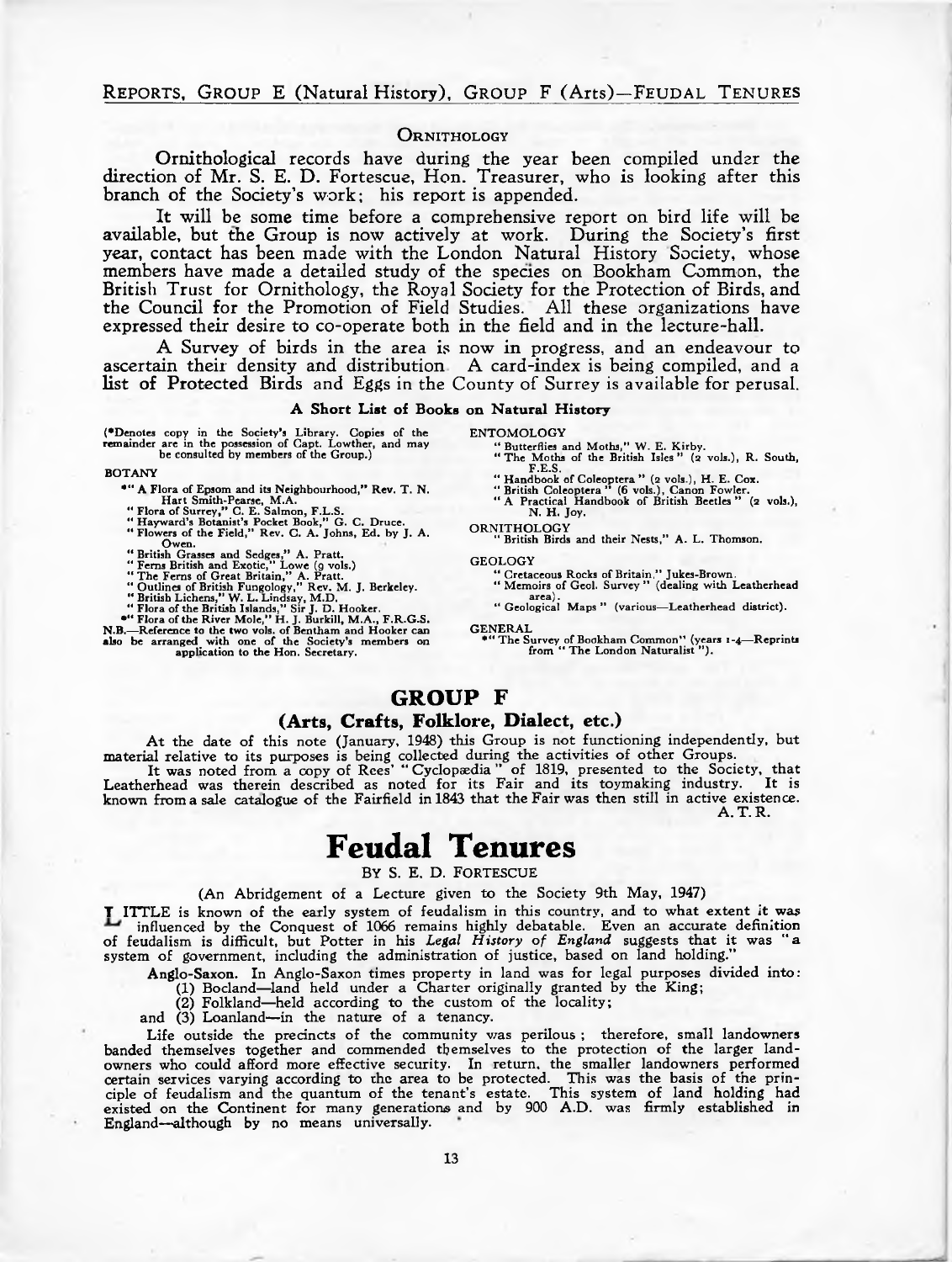### Ornithology

Ornithological records have during the year been compiled under the direction of Mr. S. E. D. Fortescue, Hon. Treasurer, who is looking after this branch of the Society's work; his report is appended.

It will be some time before a comprehensive report on bird life will be available, but the Group is now actively at work. During the Society's first year, contact has been made with the London Natural History Society, whose members have made a detailed study of the species on Bookham Common, the British Trust for Ornithology, the Royal Society for the Protection of Birds, and the Council for the Promotion of Field Studies. All these organizations have expressed their desire to co-operate both in the field and in the lecture-hall.

A Survey of birds in the area is now in progress, and an endeavour to ascertain their density and distribution. A card-index is being compiled, and a list of Protected Birds and Eggs in the County of Surrey is available for perusal.

#### A Short List of Books on Natural History

(*Denotes copy in the Society's Library. Copies of the remainder are in the possession of Capt. Lowther, and may be consulted by members of the Group.)

BOTANY

- *"A Flora of Epsom and its Neighbourhood," Rev. T. N. Hart Smith-Pearse, M.A.
- "Flora of Surrey," C. E. Salmon, F.L.S.
- "Hayward's Botanist's Pocket Book," G. C. Druce.
- "Flowers of the Field," Rev. C. A. Johns, Ed. by J. A. Owen.
- "British Grasses and Sedges," A. Pratt.
- "Ferns British and Exotic," Lowe (9 vols.)
- "The Ferns of Great Britain," A. Pratt.
- "Outlines of British Fungology," Rev. M. J. Berkeley.
- "British Lichens," W. L. Lindsay, M.D.
- "Flora of the British Islands," Sir J. D. Hooker.
- *"Flora of the River Mole," H. J. Burkill, M.A., F.R.G.S.

N.B.—Reference to the two vols. of Bentham and Hooker can also be arranged with one of the Society's members on application to the Hon. Secretary.

ENTOMOLOGY

- "Butterflies and Moths," W. E. Kirby.
- "The Moths of the British Isles" (2 vols.), R. South, F.E.S.
- "Handbook of Coleoptera" (2 vols.), H. E. Cox.
- "British Coleoptera" (6 vols.), Canon Fowler.
- "A Practical Handbook of British Beetles" (2 vols.), N. H. Joy.

ORNITHOLOGY

- "British Birds and their Nests," A. L. Thomson.

GEOLOGY

- "Cretaceous Rocks of Britain," Jukes-Brown.
- "Memoirs of Geol. Survey" (dealing with Leatherhead area).
- "Geological Maps" (various—Leatherhead district).

GENERAL

- *"The Survey of Bookham Common" (years 1-4—Reprints from "The London Naturalist").

## GROUP F

### (Arts, Crafts, Folklore, Dialect, etc.)

At the date of this note (January, 1948) this Group is not functioning independently, but material relative to its purposes is being collected during the activities of other Groups.

It was noted from a copy of Rees' "Cyclopædia" of 1819, presented to the Society, that Leatherhead was therein described as noted for its Fair and its toymaking industry. It is known from a sale catalogue of the Fairfield in 1843 that the Fair was then still in active existence.

A. T. R.

# Feudal Tenures

BY S. E. D. FORTESCUE

(An Abridgement of a Lecture given to the Society 9th May, 1947)

LITTLE is known of the early system of feudalism in this country, and to what extent it was influenced by the Conquest of 1066 remains highly debatable. Even an accurate definition of feudalism is difficult, but Potter in his *Legal History of England* suggests that it was "a system of government, including the administration of justice, based on land holding."

**Anglo-Saxon.** In Anglo-Saxon times property in land was for legal purposes divided into:

(1) Bocland—land held under a Charter originally granted by the King;
(2) Folkland—held according to the custom of the locality;
and (3) Loanland—in the nature of a tenancy.

Life outside the precincts of the community was perilous; therefore, small landowners banded themselves together and commended themselves to the protection of the larger landowners who could afford more effective security. In return, the smaller landowners performed certain services varying according to the area to be protected. This was the basis of the principle of feudalism and the quantum of the tenant's estate. This system of land holding had existed on the Continent for many generations and by 900 A.D. was firmly established in England—although by no means universally.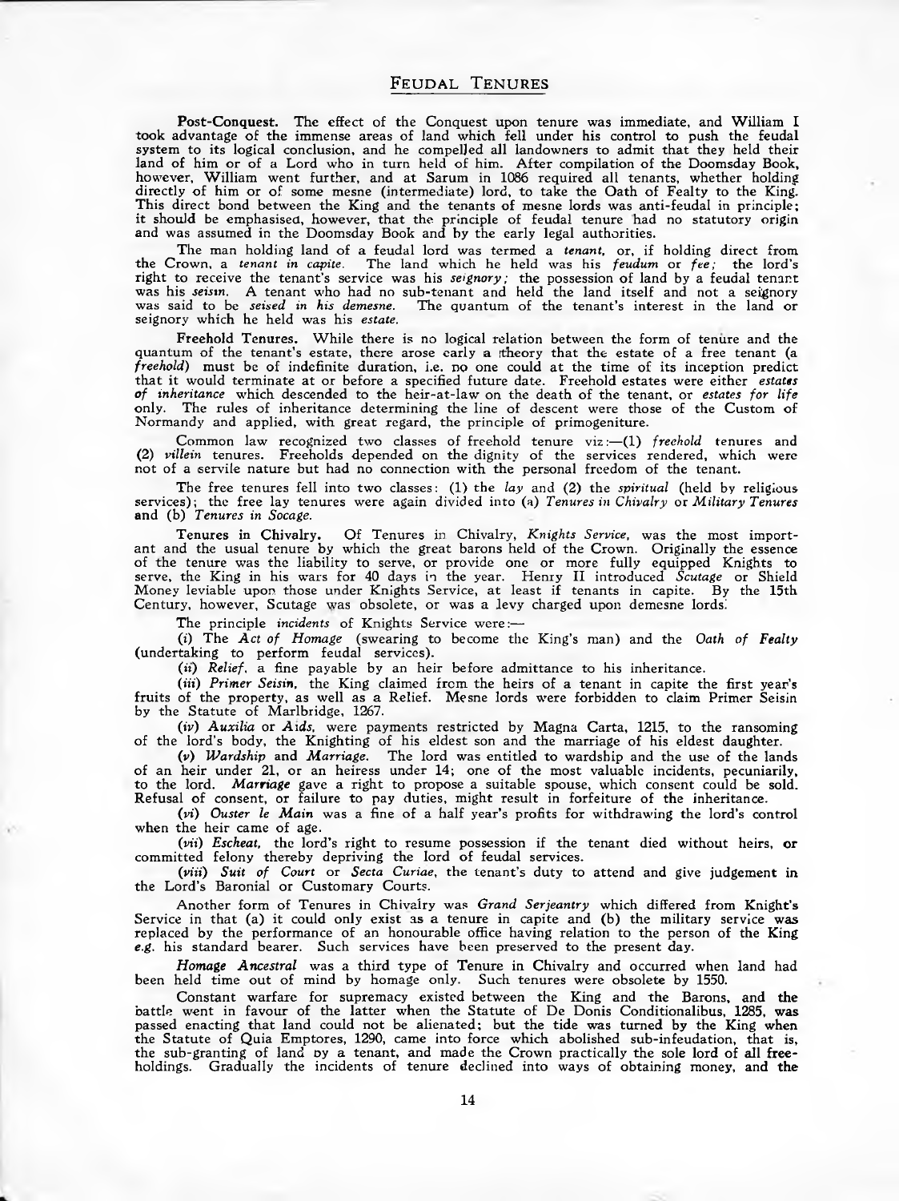# Feudal Tenures

**Post-Conquest.** The effect of the Conquest upon tenure was immediate, and William I took advantage of the immense areas of land which fell under his control to push the feudal system to its logical conclusion, and he compelled all landowners to admit that they held their land of him or of a Lord who in turn held of him. After compilation of the Doomsday Book, however, William went further, and at Sarum in 1086 required all tenants, whether holding directly of him or of some mesne (intermediate) lord, to take the Oath of Fealty to the King. This direct bond between the King and the tenants of mesne lords was anti-feudal in principle; it should be emphasised, however, that the principle of feudal tenure had no statutory origin and was assumed in the Doomsday Book and by the early legal authorities.

The man holding land of a feudal lord was termed a *tenant*, or, if holding direct from the Crown, a *tenant in capite*. The land which he held was his *feudum* or *fee*; the lord's right to receive the tenant's service was his *seignory*; the possession of land by a feudal tenant was his *seisin*. A tenant who had no sub-tenant and held the land itself and not a seignory was said to be *seised in his demesne*. The quantum of the tenant's interest in the land or seignory which he held was his *estate*.

**Freehold Tenures.** While there is no logical relation between the form of tenure and the quantum of the tenant's estate, there arose early a theory that the estate of a free tenant (a *freehold*) must be of indefinite duration, i.e. no one could at the time of its inception predict that it would terminate at or before a specified future date. Freehold estates were either *estates of inheritance* which descended to the heir-at-law on the death of the tenant, or *estates for life* only. The rules of inheritance determining the line of descent were those of the Custom of Normandy and applied, with great regard, the principle of primogeniture.

Common law recognized two classes of freehold tenure viz:—(1) *freehold* tenures and (2) *villein* tenures. Freeholds depended on the dignity of the services rendered, which were not of a servile nature but had no connection with the personal freedom of the tenant.

The free tenures fell into two classes: (1) the *lay* and (2) the *spiritual* (held by religious services); the free lay tenures were again divided into (a) *Tenures in Chivalry* or *Military Tenures* and (b) *Tenures in Socage*.

**Tenures in Chivalry.** Of Tenures in Chivalry, *Knights Service*, was the most important and the usual tenure by which the great barons held of the Crown. Originally the essence of the tenure was the liability to serve, or provide one or more fully equipped Knights to serve, the King in his wars for 40 days in the year. Henry II introduced *Scutage* or Shield Money leviable upon those under Knights Service, at least if tenants in capite. By the 15th Century, however, Scutage was obsolete, or was a levy charged upon demesne lords.

The principle *incidents* of Knights Service were:—

(*i*) The *Act of Homage* (swearing to become the King's man) and the *Oath of Fealty* (undertaking to perform feudal services).

(*ii*) *Relief*, a fine payable by an heir before admittance to his inheritance.

(*iii*) *Primer Seisin*, the King claimed from the heirs of a tenant in capite the first year's fruits of the property, as well as a Relief. Mesne lords were forbidden to claim Primer Seisin by the Statute of Marlbridge, 1267.

(*iv*) *Auxilia* or *Aids*, were payments restricted by Magna Carta, 1215, to the ransoming of the lord's body, the Knighting of his eldest son and the marriage of his eldest daughter.

(*v*) *Wardship* and *Marriage*. The lord was entitled to wardship and the use of the lands of an heir under 21, or an heiress under 14; one of the most valuable incidents, pecuniarily, to the lord. *Marriage* gave a right to propose a suitable spouse, which consent could be sold. Refusal of consent, or failure to pay duties, might result in forfeiture of the inheritance.

(*vi*) *Ouster le Main* was a fine of a half year's profits for withdrawing the lord's control when the heir came of age.

(*vii*) *Escheat*, the lord's right to resume possession if the tenant died without heirs, or committed felony thereby depriving the lord of feudal services.

(*viii*) *Suit of Court* or *Secta Curiae*, the tenant's duty to attend and give judgement in the Lord's Baronial or Customary Courts.

Another form of Tenures in Chivalry was *Grand Serjeantry* which differed from Knight's Service in that (a) it could only exist as a tenure in capite and (b) the military service was replaced by the performance of an honourable office having relation to the person of the King *e.g.* his standard bearer. Such services have been preserved to the present day.

*Homage Ancestral* was a third type of Tenure in Chivalry and occurred when land had been held time out of mind by homage only. Such tenures were obsolete by 1550.

Constant warfare for supremacy existed between the King and the Barons, and the battle went in favour of the latter when the Statute of De Donis Conditionalibus, 1285, was passed enacting that land could not be alienated; but the tide was turned by the King when the Statute of Quia Emptores, 1290, came into force which abolished sub-infeudation, that is, the sub-granting of land by a tenant, and made the Crown practically the sole lord of all freeholdings. Gradually the incidents of tenure declined into ways of obtaining money, and the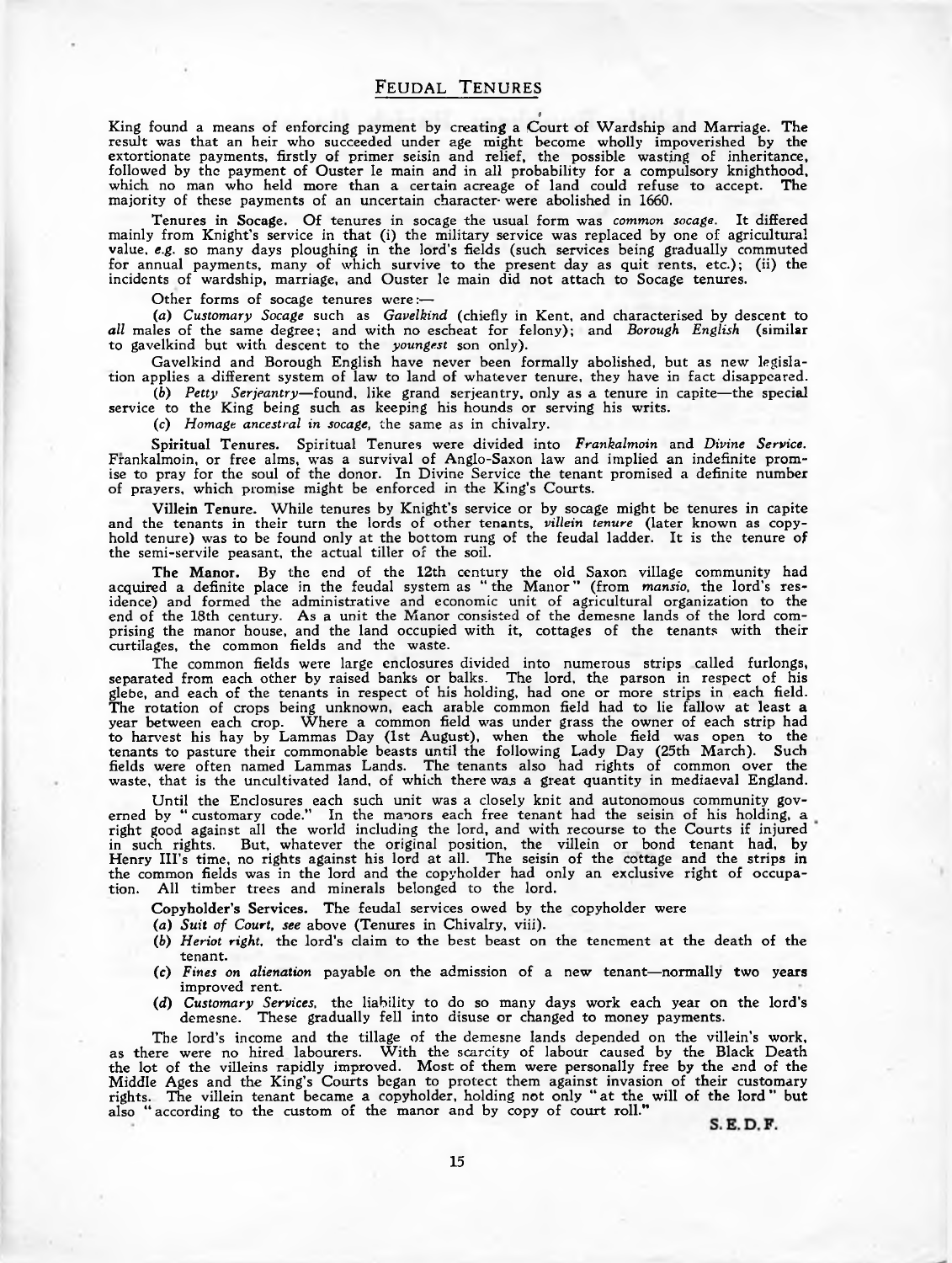King found a means of enforcing payment by creating a Court of Wardship and Marriage. The result was that an heir who succeeded under age might become wholly impoverished by the extortionate payments, firstly of primer seisin and relief, the possible wasting of inheritance, followed by the payment of Ouster le main and in all probability for a compulsory knighthood, which no man who held more than a certain acreage of land could refuse to accept. The majority of these payments of an uncertain character were abolished in 1660.

**Tenures in Socage.** Of tenures in socage the usual form was *common socage*. It differed mainly from Knight's service in that (i) the military service was replaced by one of agricultural value, *e.g.* so many days ploughing in the lord's fields (such services being gradually commuted for annual payments, many of which survive to the present day as quit rents, etc.); (ii) the incidents of wardship, marriage, and Ouster le main did not attach to Socage tenures.

Other forms of socage tenures were:—

(*a*) *Customary Socage* such as *Gavelkind* (chiefly in Kent, and characterised by descent to *all* males of the same degree; and with no escheat for felony); and *Borough English* (similar to gavelkind but with descent to the *youngest* son only).

Gavelkind and Borough English have never been formally abolished, but as new legislation applies a different system of law to land of whatever tenure, they have in fact disappeared.

(*b*) *Petty Serjeantry*—found, like grand serjeantry, only as a tenure in capite—the special service to the King being such as keeping his hounds or serving his writs.

(*c*) *Homage ancestral in socage*, the same as in chivalry.

**Spiritual Tenures.** Spiritual Tenures were divided into *Frankalmoin* and *Divine Service*. Frankalmoin, or free alms, was a survival of Anglo-Saxon law and implied an indefinite promise to pray for the soul of the donor. In Divine Service the tenant promised a definite number of prayers, which promise might be enforced in the King's Courts.

**Villein Tenure.** While tenures by Knight's service or by socage might be tenures in capite and the tenants in their turn the lords of other tenants, *villein tenure* (later known as copyhold tenure) was to be found only at the bottom rung of the feudal ladder. It is the tenure of the semi-servile peasant, the actual tiller of the soil.

**The Manor.** By the end of the 12th century the old Saxon village community had acquired a definite place in the feudal system as "the Manor" (from *mansio*, the lord's residence) and formed the administrative and economic unit of agricultural organization to the end of the 18th century. As a unit the Manor consisted of the demesne lands of the lord comprising the manor house, and the land occupied with it, cottages of the tenants with their curtilages, the common fields and the waste.

The common fields were large enclosures divided into numerous strips called furlongs, separated from each other by raised banks or balks. The lord, the parson in respect of his glebe, and each of the tenants in respect of his holding, had one or more strips in each field. The rotation of crops being unknown, each arable common field had to lie fallow at least a year between each crop. Where a common field was under grass the owner of each strip had to harvest his hay by Lammas Day (1st August), when the whole field was open to the tenants to pasture their commonable beasts until the following Lady Day (25th March). Such fields were often named Lammas Lands. The tenants also had rights of common over the waste, that is the uncultivated land, of which there was a great quantity in mediaeval England.

Until the Enclosures each such unit was a closely knit and autonomous community governed by "customary code." In the manors each free tenant had the seisin of his holding, a right good against all the world including the lord, and with recourse to the Courts if injured in such rights. But, whatever the original position, the villein or bond tenant had, by Henry III's time, no rights against his lord at all. The seisin of the cottage and the strips in the common fields was in the lord and the copyholder had only an exclusive right of occupation. All timber trees and minerals belonged to the lord.

**Copyholder's Services.** The feudal services owed by the copyholder were

(*a*) *Suit of Court, see* above (Tenures in Chivalry, viii).

(*b*) *Heriot right*, the lord's claim to the best beast on the tenement at the death of the tenant.

(*c*) *Fines on alienation* payable on the admission of a new tenant—normally two years improved rent.

(*d*) *Customary Services*, the liability to do so many days work each year on the lord's demesne. These gradually fell into disuse or changed to money payments.

The lord's income and the tillage of the demesne lands depended on the villein's work, as there were no hired labourers. With the scarcity of labour caused by the Black Death the lot of the villeins rapidly improved. Most of them were personally free by the end of the Middle Ages and the King's Courts began to protect them against invasion of their customary rights. The villein tenant became a copyholder, holding not only "at the will of the lord" but also "according to the custom of the manor and by copy of court roll."

**S. E. D. F.**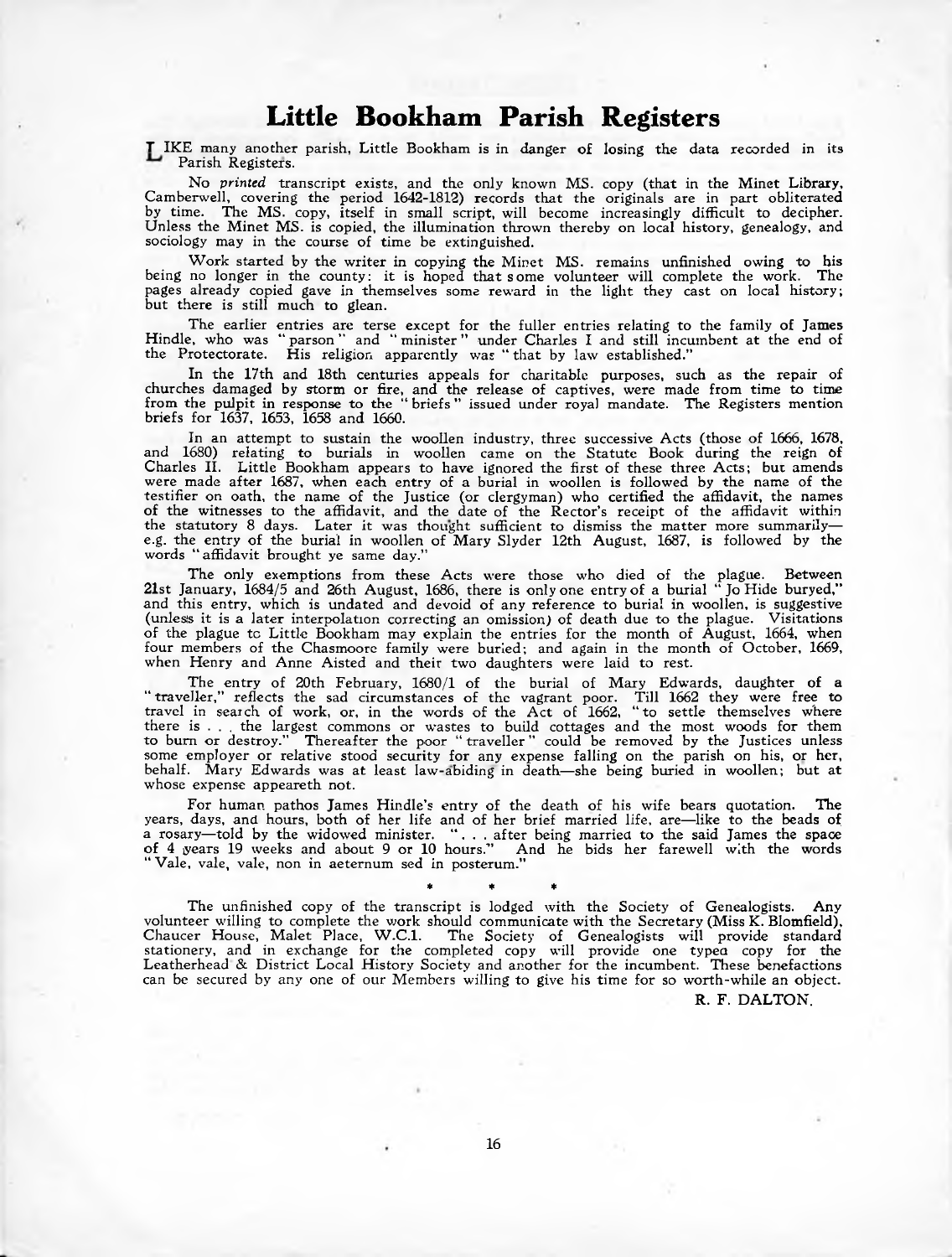# Little Bookham Parish Registers

LIKE many another parish, Little Bookham is in danger of losing the data recorded in its Parish Registers.

No *printed* transcript exists, and the only known MS. copy (that in the Minet Library, Camberwell, covering the period 1642-1812) records that the originals are in part obliterated by time. The MS. copy, itself in small script, will become increasingly difficult to decipher. Unless the Minet MS. is copied, the illumination thrown thereby on local history, genealogy, and sociology may in the course of time be extinguished.

Work started by the writer in copying the Minet MS. remains unfinished owing to his being no longer in the county: it is hoped that some volunteer will complete the work. The pages already copied gave in themselves some reward in the light they cast on local history; but there is still much to glean.

The earlier entries are terse except for the fuller entries relating to the family of James Hindle, who was "parson" and "minister" under Charles I and still incumbent at the end of the Protectorate. His religion apparently was "that by law established."

In the 17th and 18th centuries appeals for charitable purposes, such as the repair of churches damaged by storm or fire, and the release of captives, were made from time to time from the pulpit in response to the "briefs" issued under royal mandate. The Registers mention briefs for 1637, 1653, 1658 and 1660.

In an attempt to sustain the woollen industry, three successive Acts (those of 1666, 1678, and 1680) relating to burials in woollen came on the Statute Book during the reign of Charles II. Little Bookham appears to have ignored the first of these three Acts; but amends were made after 1687, when each entry of a burial in woollen is followed by the name of the testifier on oath, the name of the Justice (or clergyman) who certified the affidavit, the names of the witnesses to the affidavit, and the date of the Rector's receipt of the affidavit within the statutory 8 days. Later it was thought sufficient to dismiss the matter more summarily—e.g. the entry of the burial in woollen of Mary Slyder 12th August, 1687, is followed by the words "affidavit brought ye same day."

The only exemptions from these Acts were those who died of the plague. Between 21st January, 1684/5 and 26th August, 1686, there is only one entry of a burial "Jo Hide buryed," and this entry, which is undated and devoid of any reference to burial in woollen, is suggestive (unless it is a later interpolation correcting an omission) of death due to the plague. Visitations of the plague to Little Bookham may explain the entries for the month of August, 1664, when four members of the Chasmoore family were buried; and again in the month of October, 1669, when Henry and Anne Aisted and their two daughters were laid to rest.

The entry of 20th February, 1680/1 of the burial of Mary Edwards, daughter of a "traveller," reflects the sad circumstances of the vagrant poor. Till 1662 they were free to travel in search of work, or, in the words of the Act of 1662, "to settle themselves where there is . . . the largest commons or wastes to build cottages and the most woods for them to burn or destroy." Thereafter the poor "traveller" could be removed by the Justices unless some employer or relative stood security for any expense falling on the parish on his, or her, behalf. Mary Edwards was at least law-abiding in death—she being buried in woollen; but at whose expense appeareth not.

For human pathos James Hindle's entry of the death of his wife bears quotation. The years, days, and hours, both of her life and of her brief married life, are—like to the beads of a rosary—told by the widowed minister. ". . . after being married to the said James the space of 4 years 19 weeks and about 9 or 10 hours." And he bids her farewell with the words "Vale, vale, vale, non in aeternum sed in posterum."

\* \* \*

The unfinished copy of the transcript is lodged with the Society of Genealogists. Any volunteer willing to complete the work should communicate with the Secretary (Miss K. Blomfield), Chaucer House, Malet Place, W.C.1. The Society of Genealogists will provide standard stationery, and in exchange for the completed copy will provide one typed copy for the Leatherhead & District Local History Society and another for the incumbent. These benefactions can be secured by any one of our Members willing to give his time for so worth-while an object.

R. F. DALTON.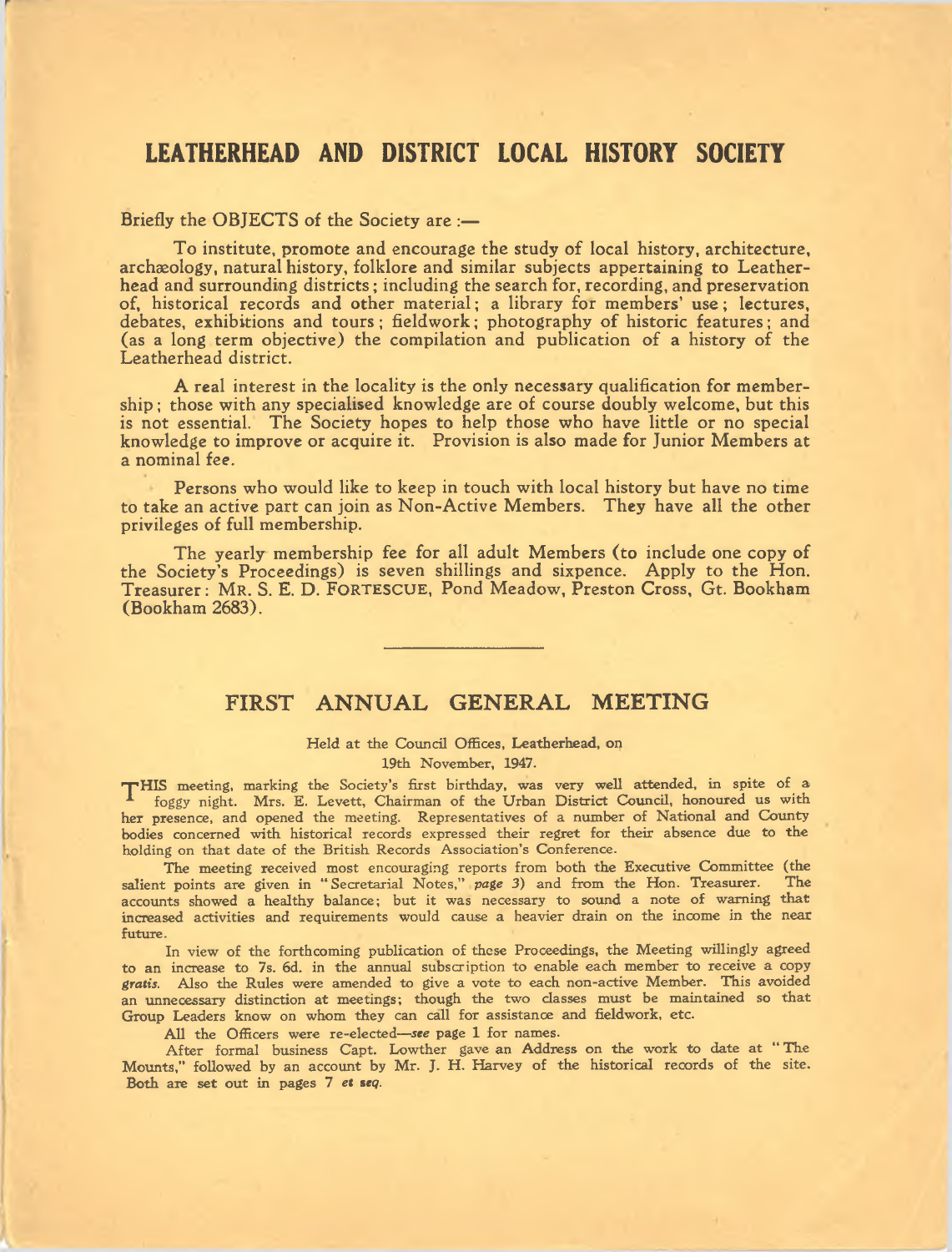# LEATHERHEAD AND DISTRICT LOCAL HISTORY SOCIETY

Briefly the OBJECTS of the Society are :—

To institute, promote and encourage the study of local history, architecture, archæology, natural history, folklore and similar subjects appertaining to Leatherhead and surrounding districts; including the search for, recording, and preservation of, historical records and other material; a library for members' use; lectures, debates, exhibitions and tours; fieldwork; photography of historic features; and (as a long term objective) the compilation and publication of a history of the Leatherhead district.

A real interest in the locality is the only necessary qualification for membership; those with any specialised knowledge are of course doubly welcome, but this is not essential. The Society hopes to help those who have little or no special knowledge to improve or acquire it. Provision is also made for Junior Members at a nominal fee.

Persons who would like to keep in touch with local history but have no time to take an active part can join as Non-Active Members. They have all the other privileges of full membership.

The yearly membership fee for all adult Members (to include one copy of the Society's Proceedings) is seven shillings and sixpence. Apply to the Hon. Treasurer: MR. S. E. D. FORTESCUE, Pond Meadow, Preston Cross, Gt. Bookham (Bookham 2683).

---

## FIRST ANNUAL GENERAL MEETING

Held at the Council Offices, Leatherhead, on 19th November, 1947.

THIS meeting, marking the Society's first birthday, was very well attended, in spite of a foggy night. Mrs. E. Levett, Chairman of the Urban District Council, honoured us with her presence, and opened the meeting. Representatives of a number of National and County bodies concerned with historical records expressed their regret for their absence due to the holding on that date of the British Records Association's Conference.

The meeting received most encouraging reports from both the Executive Committee (the salient points are given in "Secretarial Notes," *page 3*) and from the Hon. Treasurer. The accounts showed a healthy balance; but it was necessary to sound a note of warning that increased activities and requirements would cause a heavier drain on the income in the near future.

In view of the forthcoming publication of these Proceedings, the Meeting willingly agreed to an increase to 7s. 6d. in the annual subscription to enable each member to receive a copy *gratis*. Also the Rules were amended to give a vote to each non-active Member. This avoided an unnecessary distinction at meetings; though the two classes must be maintained so that Group Leaders know on whom they can call for assistance and fieldwork, etc.

All the Officers were re-elected—*see* page 1 for names.

After formal business Capt. Lowther gave an Address on the work to date at "The Mounts," followed by an account by Mr. J. H. Harvey of the historical records of the site. Both are set out in pages 7 *et seq*.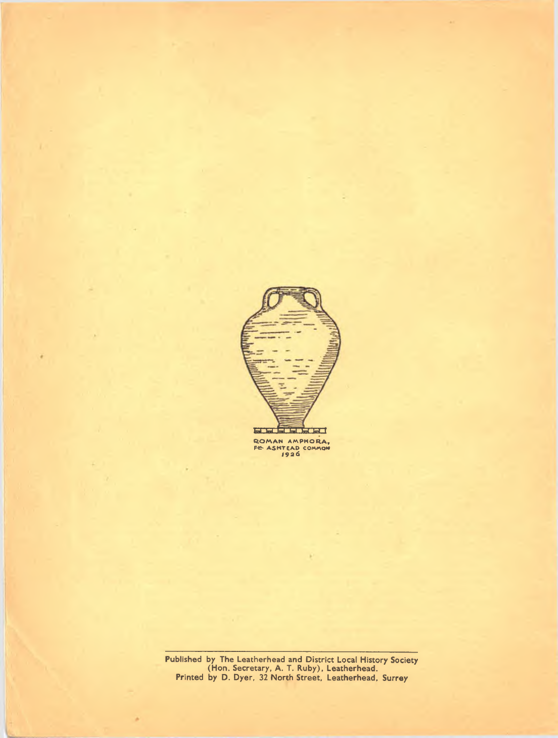ROMAN AMPHORA,
FD. ASHTEAD COMMON
1926

Published by The Leatherhead and District Local History Society
(Hon. Secretary, A. T. Ruby), Leatherhead.
Printed by D. Dyer, 32 North Street, Leatherhead, Surrey